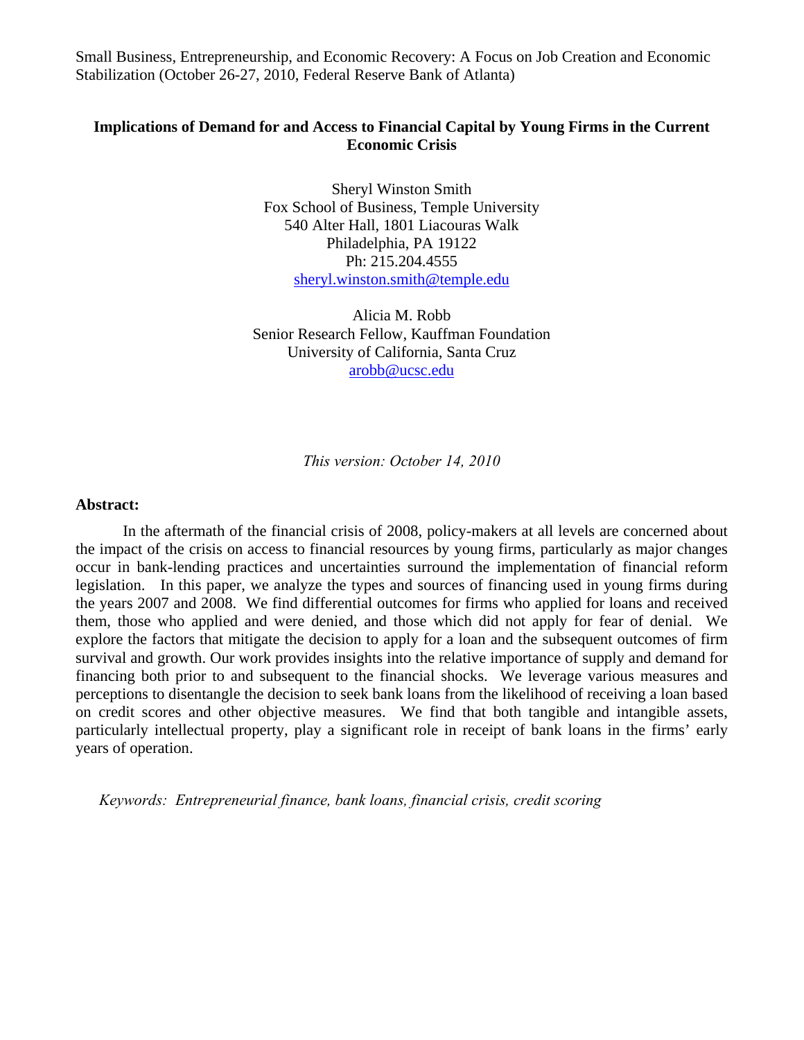Small Business, Entrepreneurship, and Economic Recovery: A Focus on Job Creation and Economic Stabilization (October 26-27, 2010, Federal Reserve Bank of Atlanta)

# Implications of Demand for and Access to Financial Capital by Young Firms in the Current Economic Crisis

Sheryl Winston Smith
Fox School of Business, Temple University
540 Alter Hall, 1801 Liacouras Walk
Philadelphia, PA 19122
Ph: 215.204.4555
sheryl.winston.smith@temple.edu

Alicia M. Robb
Senior Research Fellow, Kauffman Foundation
University of California, Santa Cruz
arobb@ucsc.edu

*This version: October 14, 2010*

## Abstract:

In the aftermath of the financial crisis of 2008, policy-makers at all levels are concerned about the impact of the crisis on access to financial resources by young firms, particularly as major changes occur in bank-lending practices and uncertainties surround the implementation of financial reform legislation. In this paper, we analyze the types and sources of financing used in young firms during the years 2007 and 2008. We find differential outcomes for firms who applied for loans and received them, those who applied and were denied, and those which did not apply for fear of denial. We explore the factors that mitigate the decision to apply for a loan and the subsequent outcomes of firm survival and growth. Our work provides insights into the relative importance of supply and demand for financing both prior to and subsequent to the financial shocks. We leverage various measures and perceptions to disentangle the decision to seek bank loans from the likelihood of receiving a loan based on credit scores and other objective measures. We find that both tangible and intangible assets, particularly intellectual property, play a significant role in receipt of bank loans in the firms' early years of operation.

*Keywords: Entrepreneurial finance, bank loans, financial crisis, credit scoring*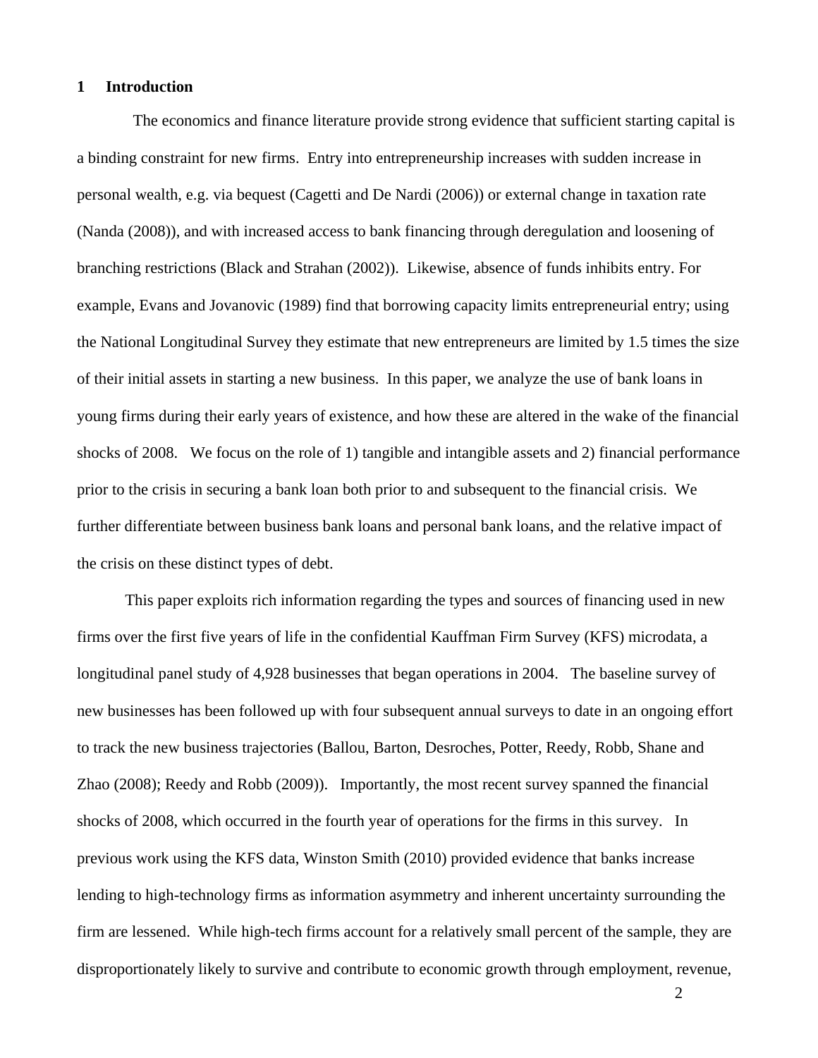## 1 Introduction

The economics and finance literature provide strong evidence that sufficient starting capital is a binding constraint for new firms. Entry into entrepreneurship increases with sudden increase in personal wealth, e.g. via bequest (Cagetti and De Nardi (2006)) or external change in taxation rate (Nanda (2008)), and with increased access to bank financing through deregulation and loosening of branching restrictions (Black and Strahan (2002)). Likewise, absence of funds inhibits entry. For example, Evans and Jovanovic (1989) find that borrowing capacity limits entrepreneurial entry; using the National Longitudinal Survey they estimate that new entrepreneurs are limited by 1.5 times the size of their initial assets in starting a new business. In this paper, we analyze the use of bank loans in young firms during their early years of existence, and how these are altered in the wake of the financial shocks of 2008. We focus on the role of 1) tangible and intangible assets and 2) financial performance prior to the crisis in securing a bank loan both prior to and subsequent to the financial crisis. We further differentiate between business bank loans and personal bank loans, and the relative impact of the crisis on these distinct types of debt.

This paper exploits rich information regarding the types and sources of financing used in new firms over the first five years of life in the confidential Kauffman Firm Survey (KFS) microdata, a longitudinal panel study of 4,928 businesses that began operations in 2004. The baseline survey of new businesses has been followed up with four subsequent annual surveys to date in an ongoing effort to track the new business trajectories (Ballou, Barton, Desroches, Potter, Reedy, Robb, Shane and Zhao (2008); Reedy and Robb (2009)). Importantly, the most recent survey spanned the financial shocks of 2008, which occurred in the fourth year of operations for the firms in this survey. In previous work using the KFS data, Winston Smith (2010) provided evidence that banks increase lending to high-technology firms as information asymmetry and inherent uncertainty surrounding the firm are lessened. While high-tech firms account for a relatively small percent of the sample, they are disproportionately likely to survive and contribute to economic growth through employment, revenue,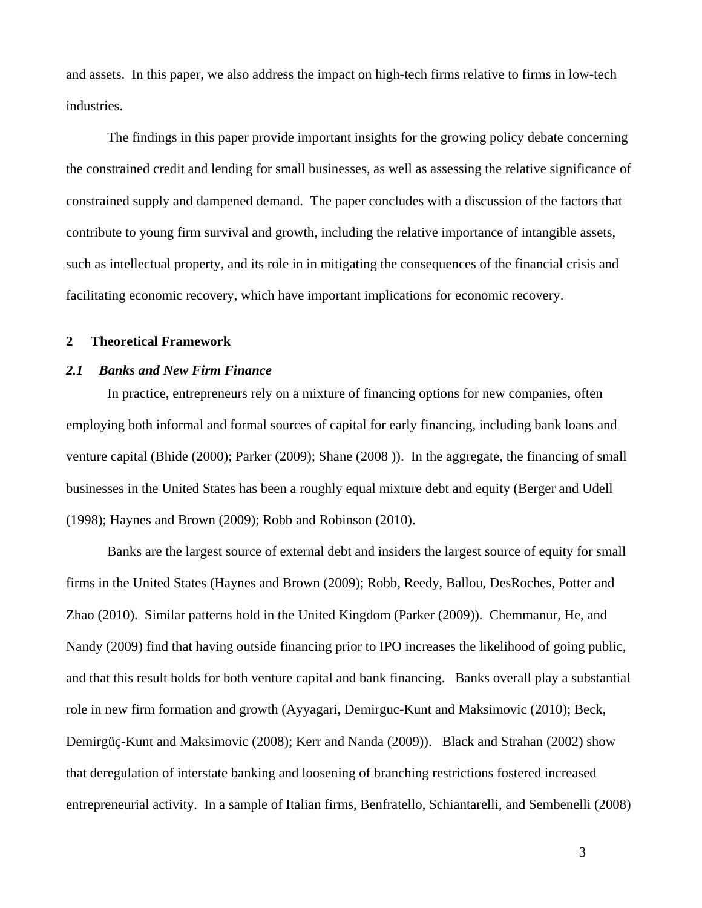and assets. In this paper, we also address the impact on high-tech firms relative to firms in low-tech industries.

The findings in this paper provide important insights for the growing policy debate concerning the constrained credit and lending for small businesses, as well as assessing the relative significance of constrained supply and dampened demand. The paper concludes with a discussion of the factors that contribute to young firm survival and growth, including the relative importance of intangible assets, such as intellectual property, and its role in in mitigating the consequences of the financial crisis and facilitating economic recovery, which have important implications for economic recovery.

## 2 Theoretical Framework

### *2.1 Banks and New Firm Finance*

In practice, entrepreneurs rely on a mixture of financing options for new companies, often employing both informal and formal sources of capital for early financing, including bank loans and venture capital (Bhide (2000); Parker (2009); Shane (2008 )). In the aggregate, the financing of small businesses in the United States has been a roughly equal mixture debt and equity (Berger and Udell (1998); Haynes and Brown (2009); Robb and Robinson (2010).

Banks are the largest source of external debt and insiders the largest source of equity for small firms in the United States (Haynes and Brown (2009); Robb, Reedy, Ballou, DesRoches, Potter and Zhao (2010). Similar patterns hold in the United Kingdom (Parker (2009)). Chemmanur, He, and Nandy (2009) find that having outside financing prior to IPO increases the likelihood of going public, and that this result holds for both venture capital and bank financing. Banks overall play a substantial role in new firm formation and growth (Ayyagari, Demirguc-Kunt and Maksimovic (2010); Beck, Demirgüç-Kunt and Maksimovic (2008); Kerr and Nanda (2009)). Black and Strahan (2002) show that deregulation of interstate banking and loosening of branching restrictions fostered increased entrepreneurial activity. In a sample of Italian firms, Benfratello, Schiantarelli, and Sembenelli (2008)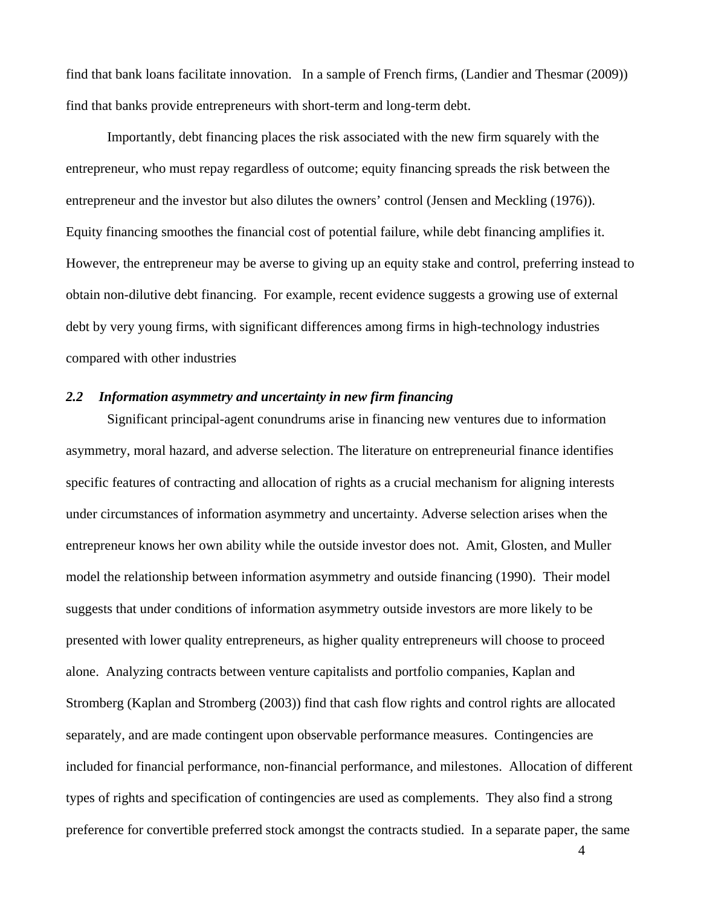find that bank loans facilitate innovation. In a sample of French firms, (Landier and Thesmar (2009)) find that banks provide entrepreneurs with short-term and long-term debt.

Importantly, debt financing places the risk associated with the new firm squarely with the entrepreneur, who must repay regardless of outcome; equity financing spreads the risk between the entrepreneur and the investor but also dilutes the owners' control (Jensen and Meckling (1976)). Equity financing smoothes the financial cost of potential failure, while debt financing amplifies it. However, the entrepreneur may be averse to giving up an equity stake and control, preferring instead to obtain non-dilutive debt financing. For example, recent evidence suggests a growing use of external debt by very young firms, with significant differences among firms in high-technology industries compared with other industries

### *2.2 Information asymmetry and uncertainty in new firm financing*

Significant principal-agent conundrums arise in financing new ventures due to information asymmetry, moral hazard, and adverse selection. The literature on entrepreneurial finance identifies specific features of contracting and allocation of rights as a crucial mechanism for aligning interests under circumstances of information asymmetry and uncertainty. Adverse selection arises when the entrepreneur knows her own ability while the outside investor does not. Amit, Glosten, and Muller model the relationship between information asymmetry and outside financing (1990). Their model suggests that under conditions of information asymmetry outside investors are more likely to be presented with lower quality entrepreneurs, as higher quality entrepreneurs will choose to proceed alone. Analyzing contracts between venture capitalists and portfolio companies, Kaplan and Stromberg (Kaplan and Stromberg (2003)) find that cash flow rights and control rights are allocated separately, and are made contingent upon observable performance measures. Contingencies are included for financial performance, non-financial performance, and milestones. Allocation of different types of rights and specification of contingencies are used as complements. They also find a strong preference for convertible preferred stock amongst the contracts studied. In a separate paper, the same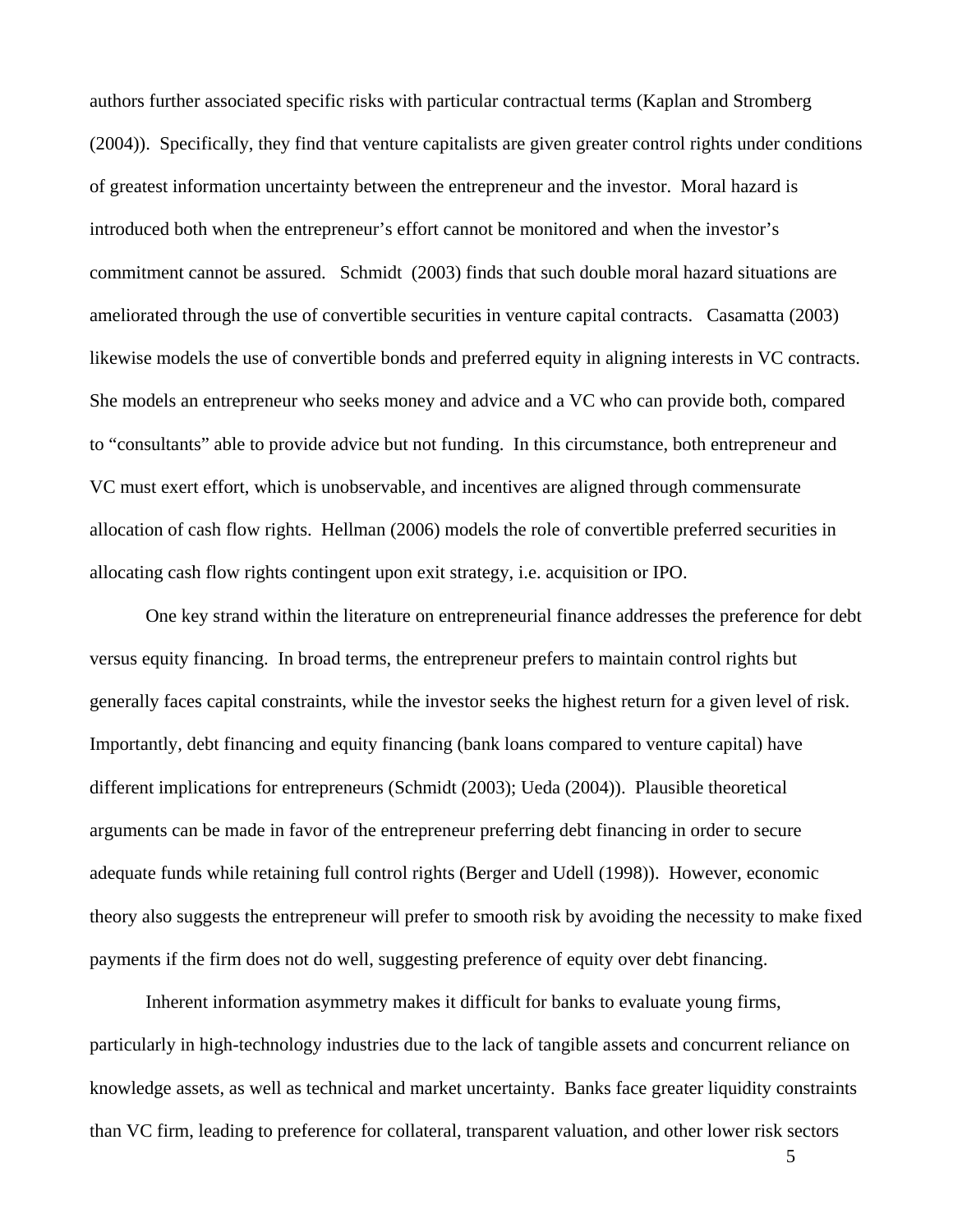authors further associated specific risks with particular contractual terms (Kaplan and Stromberg (2004)). Specifically, they find that venture capitalists are given greater control rights under conditions of greatest information uncertainty between the entrepreneur and the investor. Moral hazard is introduced both when the entrepreneur's effort cannot be monitored and when the investor's commitment cannot be assured. Schmidt (2003) finds that such double moral hazard situations are ameliorated through the use of convertible securities in venture capital contracts. Casamatta (2003) likewise models the use of convertible bonds and preferred equity in aligning interests in VC contracts. She models an entrepreneur who seeks money and advice and a VC who can provide both, compared to "consultants" able to provide advice but not funding. In this circumstance, both entrepreneur and VC must exert effort, which is unobservable, and incentives are aligned through commensurate allocation of cash flow rights. Hellman (2006) models the role of convertible preferred securities in allocating cash flow rights contingent upon exit strategy, i.e. acquisition or IPO.

One key strand within the literature on entrepreneurial finance addresses the preference for debt versus equity financing. In broad terms, the entrepreneur prefers to maintain control rights but generally faces capital constraints, while the investor seeks the highest return for a given level of risk. Importantly, debt financing and equity financing (bank loans compared to venture capital) have different implications for entrepreneurs (Schmidt (2003); Ueda (2004)). Plausible theoretical arguments can be made in favor of the entrepreneur preferring debt financing in order to secure adequate funds while retaining full control rights (Berger and Udell (1998)). However, economic theory also suggests the entrepreneur will prefer to smooth risk by avoiding the necessity to make fixed payments if the firm does not do well, suggesting preference of equity over debt financing.

Inherent information asymmetry makes it difficult for banks to evaluate young firms, particularly in high-technology industries due to the lack of tangible assets and concurrent reliance on knowledge assets, as well as technical and market uncertainty. Banks face greater liquidity constraints than VC firm, leading to preference for collateral, transparent valuation, and other lower risk sectors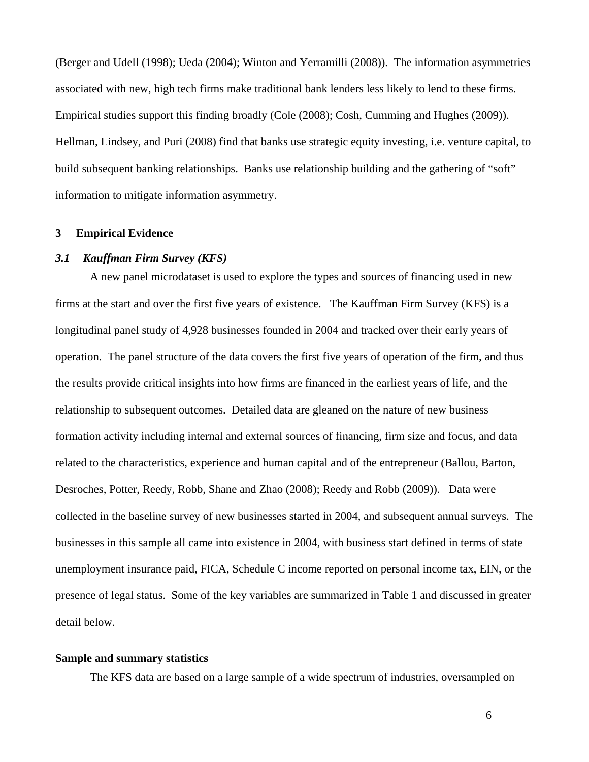(Berger and Udell (1998); Ueda (2004); Winton and Yerramilli (2008)). The information asymmetries associated with new, high tech firms make traditional bank lenders less likely to lend to these firms. Empirical studies support this finding broadly (Cole (2008); Cosh, Cumming and Hughes (2009)). Hellman, Lindsey, and Puri (2008) find that banks use strategic equity investing, i.e. venture capital, to build subsequent banking relationships. Banks use relationship building and the gathering of "soft" information to mitigate information asymmetry.

## 3 Empirical Evidence

### *3.1 Kauffman Firm Survey (KFS)*

A new panel microdataset is used to explore the types and sources of financing used in new firms at the start and over the first five years of existence. The Kauffman Firm Survey (KFS) is a longitudinal panel study of 4,928 businesses founded in 2004 and tracked over their early years of operation. The panel structure of the data covers the first five years of operation of the firm, and thus the results provide critical insights into how firms are financed in the earliest years of life, and the relationship to subsequent outcomes. Detailed data are gleaned on the nature of new business formation activity including internal and external sources of financing, firm size and focus, and data related to the characteristics, experience and human capital and of the entrepreneur (Ballou, Barton, Desroches, Potter, Reedy, Robb, Shane and Zhao (2008); Reedy and Robb (2009)). Data were collected in the baseline survey of new businesses started in 2004, and subsequent annual surveys. The businesses in this sample all came into existence in 2004, with business start defined in terms of state unemployment insurance paid, FICA, Schedule C income reported on personal income tax, EIN, or the presence of legal status. Some of the key variables are summarized in Table 1 and discussed in greater detail below.

**Sample and summary statistics**

The KFS data are based on a large sample of a wide spectrum of industries, oversampled on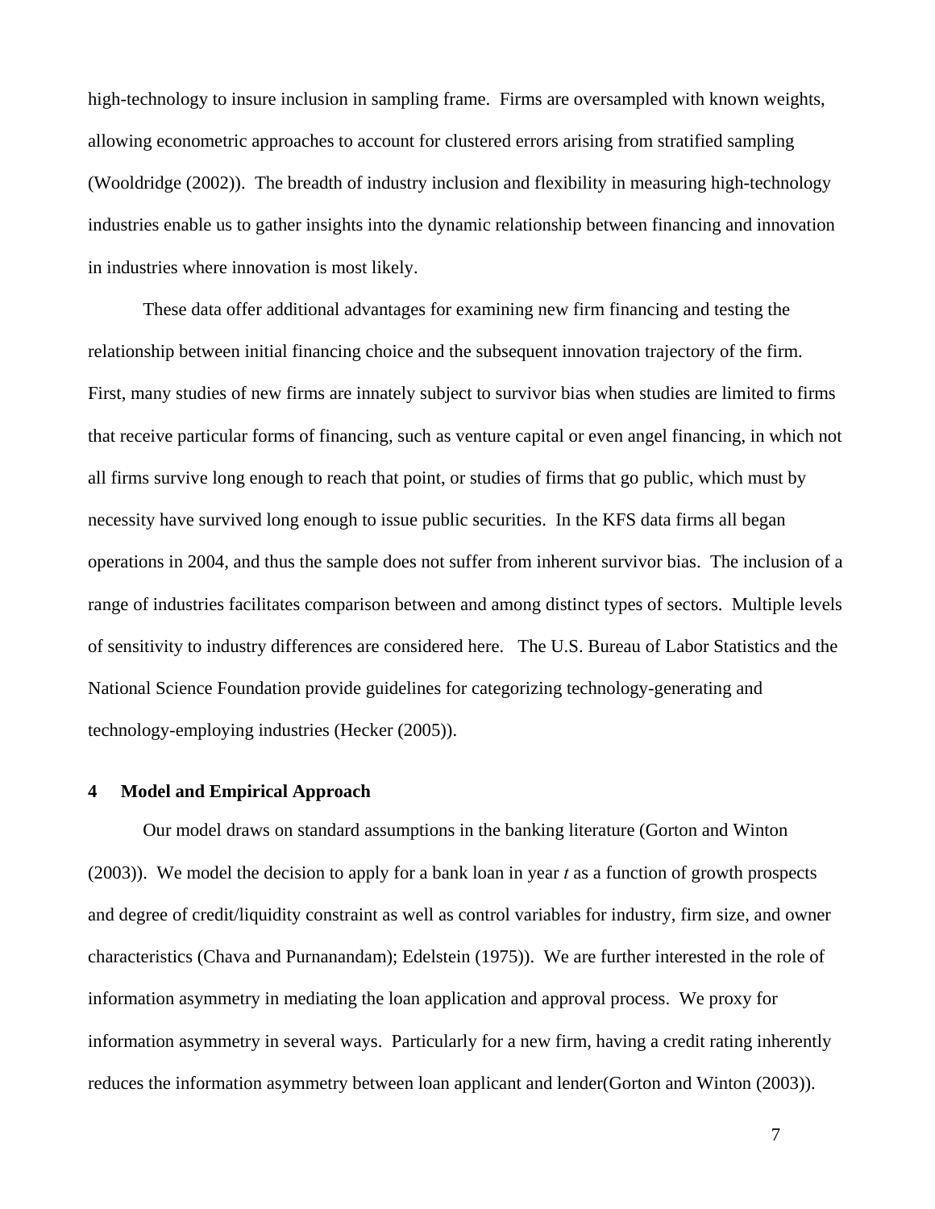high-technology to insure inclusion in sampling frame. Firms are oversampled with known weights, allowing econometric approaches to account for clustered errors arising from stratified sampling (Wooldridge (2002)). The breadth of industry inclusion and flexibility in measuring high-technology industries enable us to gather insights into the dynamic relationship between financing and innovation in industries where innovation is most likely.

These data offer additional advantages for examining new firm financing and testing the relationship between initial financing choice and the subsequent innovation trajectory of the firm. First, many studies of new firms are innately subject to survivor bias when studies are limited to firms that receive particular forms of financing, such as venture capital or even angel financing, in which not all firms survive long enough to reach that point, or studies of firms that go public, which must by necessity have survived long enough to issue public securities. In the KFS data firms all began operations in 2004, and thus the sample does not suffer from inherent survivor bias. The inclusion of a range of industries facilitates comparison between and among distinct types of sectors. Multiple levels of sensitivity to industry differences are considered here. The U.S. Bureau of Labor Statistics and the National Science Foundation provide guidelines for categorizing technology-generating and technology-employing industries (Hecker (2005)).

## 4 Model and Empirical Approach

Our model draws on standard assumptions in the banking literature (Gorton and Winton (2003)). We model the decision to apply for a bank loan in year *t* as a function of growth prospects and degree of credit/liquidity constraint as well as control variables for industry, firm size, and owner characteristics (Chava and Purnanandam); Edelstein (1975)). We are further interested in the role of information asymmetry in mediating the loan application and approval process. We proxy for information asymmetry in several ways. Particularly for a new firm, having a credit rating inherently reduces the information asymmetry between loan applicant and lender(Gorton and Winton (2003)).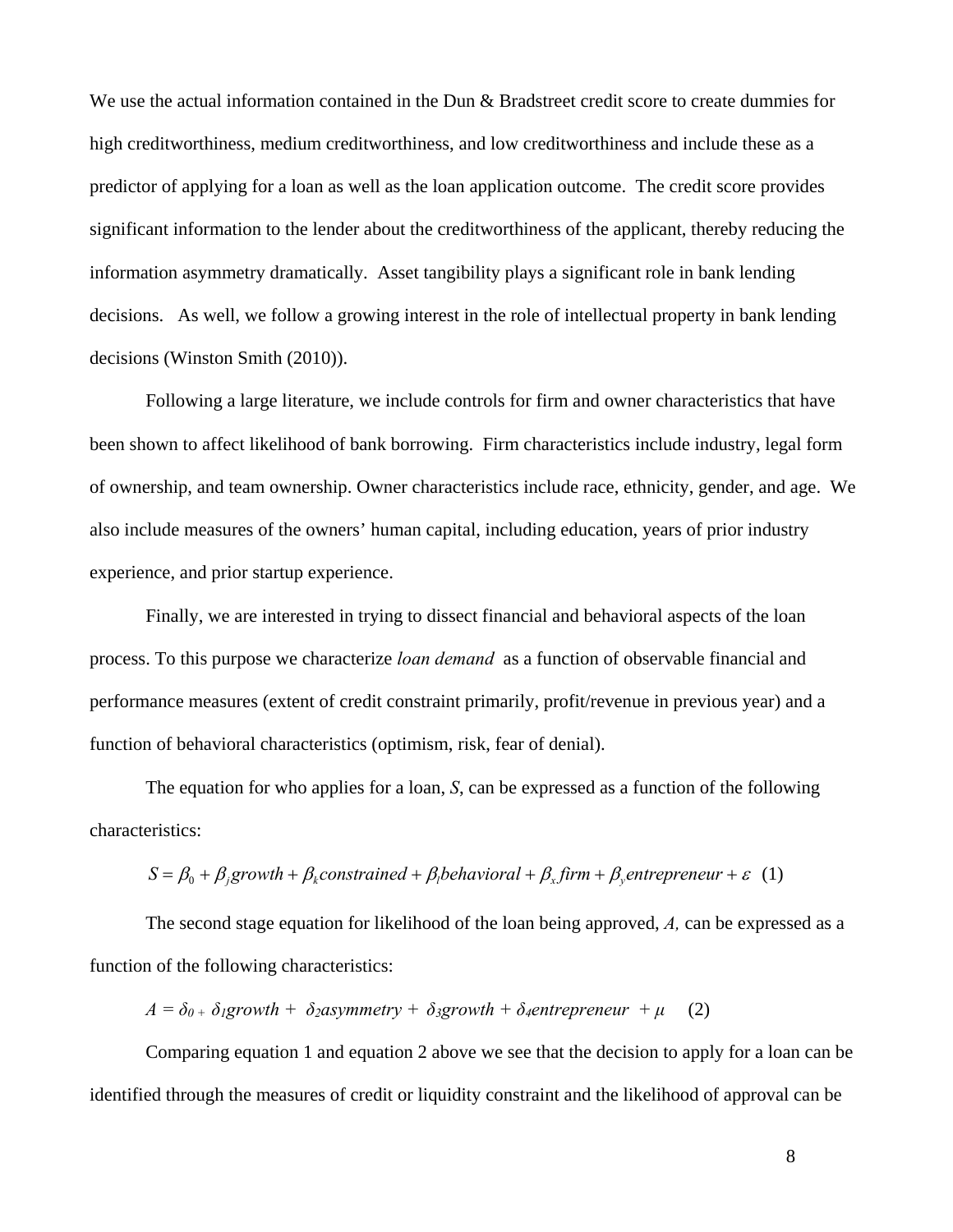We use the actual information contained in the Dun & Bradstreet credit score to create dummies for high creditworthiness, medium creditworthiness, and low creditworthiness and include these as a predictor of applying for a loan as well as the loan application outcome. The credit score provides significant information to the lender about the creditworthiness of the applicant, thereby reducing the information asymmetry dramatically. Asset tangibility plays a significant role in bank lending decisions. As well, we follow a growing interest in the role of intellectual property in bank lending decisions (Winston Smith (2010)).

Following a large literature, we include controls for firm and owner characteristics that have been shown to affect likelihood of bank borrowing. Firm characteristics include industry, legal form of ownership, and team ownership. Owner characteristics include race, ethnicity, gender, and age. We also include measures of the owners' human capital, including education, years of prior industry experience, and prior startup experience.

Finally, we are interested in trying to dissect financial and behavioral aspects of the loan process. To this purpose we characterize *loan demand* as a function of observable financial and performance measures (extent of credit constraint primarily, profit/revenue in previous year) and a function of behavioral characteristics (optimism, risk, fear of denial).

The equation for who applies for a loan, *S*, can be expressed as a function of the following characteristics:

$$S = \beta_0 + \beta_j growth + \beta_k constrained + \beta_l behavioral + \beta_x firm + \beta_y entrepreneur + \varepsilon \quad (1)$$

The second stage equation for likelihood of the loan being approved, *A,* can be expressed as a function of the following characteristics:

$$A = \delta_0 + \delta_1 growth + \delta_2 asymmetry + \delta_3 growth + \delta_4 entrepreneur + \mu \quad (2)$$

Comparing equation 1 and equation 2 above we see that the decision to apply for a loan can be identified through the measures of credit or liquidity constraint and the likelihood of approval can be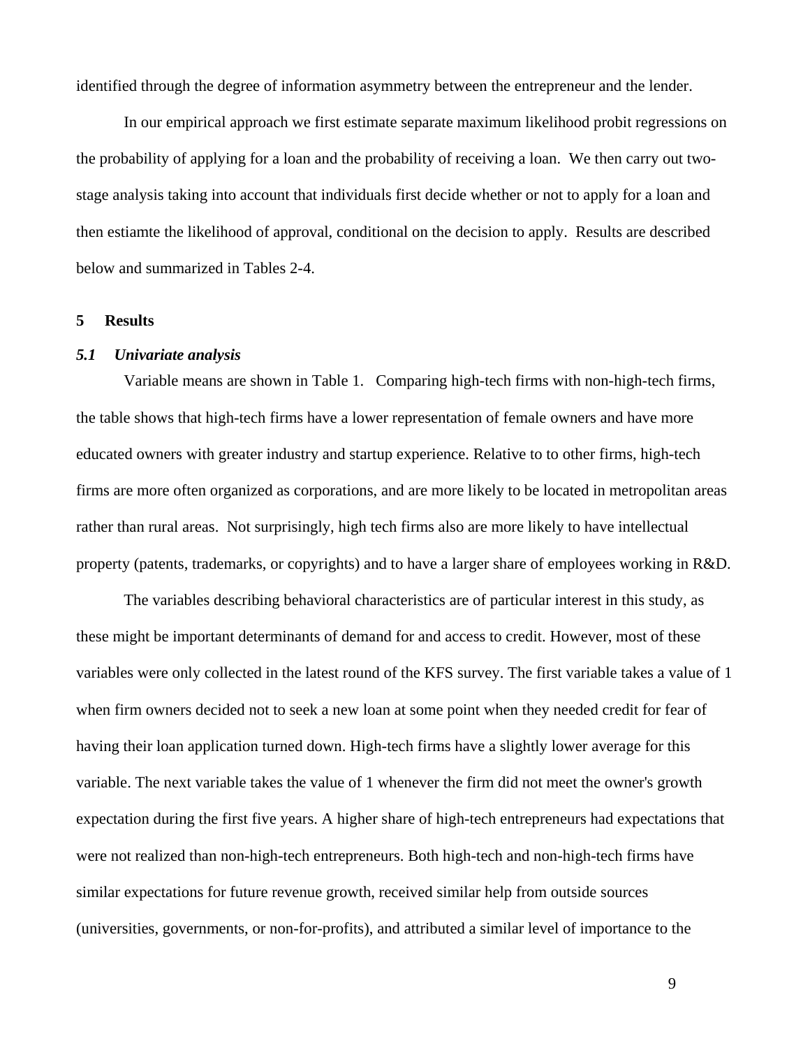identified through the degree of information asymmetry between the entrepreneur and the lender.

In our empirical approach we first estimate separate maximum likelihood probit regressions on the probability of applying for a loan and the probability of receiving a loan. We then carry out two-stage analysis taking into account that individuals first decide whether or not to apply for a loan and then estiamte the likelihood of approval, conditional on the decision to apply. Results are described below and summarized in Tables 2-4.

## 5 Results

### *5.1 Univariate analysis*

Variable means are shown in Table 1. Comparing high-tech firms with non-high-tech firms, the table shows that high-tech firms have a lower representation of female owners and have more educated owners with greater industry and startup experience. Relative to to other firms, high-tech firms are more often organized as corporations, and are more likely to be located in metropolitan areas rather than rural areas. Not surprisingly, high tech firms also are more likely to have intellectual property (patents, trademarks, or copyrights) and to have a larger share of employees working in R&D.

The variables describing behavioral characteristics are of particular interest in this study, as these might be important determinants of demand for and access to credit. However, most of these variables were only collected in the latest round of the KFS survey. The first variable takes a value of 1 when firm owners decided not to seek a new loan at some point when they needed credit for fear of having their loan application turned down. High-tech firms have a slightly lower average for this variable. The next variable takes the value of 1 whenever the firm did not meet the owner's growth expectation during the first five years. A higher share of high-tech entrepreneurs had expectations that were not realized than non-high-tech entrepreneurs. Both high-tech and non-high-tech firms have similar expectations for future revenue growth, received similar help from outside sources (universities, governments, or non-for-profits), and attributed a similar level of importance to the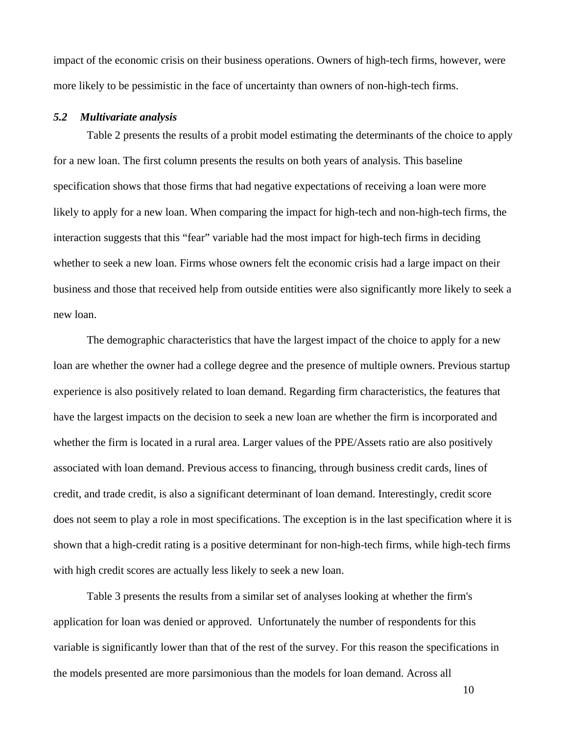impact of the economic crisis on their business operations. Owners of high-tech firms, however, were more likely to be pessimistic in the face of uncertainty than owners of non-high-tech firms.

### *5.2 Multivariate analysis*

Table 2 presents the results of a probit model estimating the determinants of the choice to apply for a new loan. The first column presents the results on both years of analysis. This baseline specification shows that those firms that had negative expectations of receiving a loan were more likely to apply for a new loan. When comparing the impact for high-tech and non-high-tech firms, the interaction suggests that this "fear" variable had the most impact for high-tech firms in deciding whether to seek a new loan. Firms whose owners felt the economic crisis had a large impact on their business and those that received help from outside entities were also significantly more likely to seek a new loan.

The demographic characteristics that have the largest impact of the choice to apply for a new loan are whether the owner had a college degree and the presence of multiple owners. Previous startup experience is also positively related to loan demand. Regarding firm characteristics, the features that have the largest impacts on the decision to seek a new loan are whether the firm is incorporated and whether the firm is located in a rural area. Larger values of the PPE/Assets ratio are also positively associated with loan demand. Previous access to financing, through business credit cards, lines of credit, and trade credit, is also a significant determinant of loan demand. Interestingly, credit score does not seem to play a role in most specifications. The exception is in the last specification where it is shown that a high-credit rating is a positive determinant for non-high-tech firms, while high-tech firms with high credit scores are actually less likely to seek a new loan.

Table 3 presents the results from a similar set of analyses looking at whether the firm's application for loan was denied or approved. Unfortunately the number of respondents for this variable is significantly lower than that of the rest of the survey. For this reason the specifications in the models presented are more parsimonious than the models for loan demand. Across all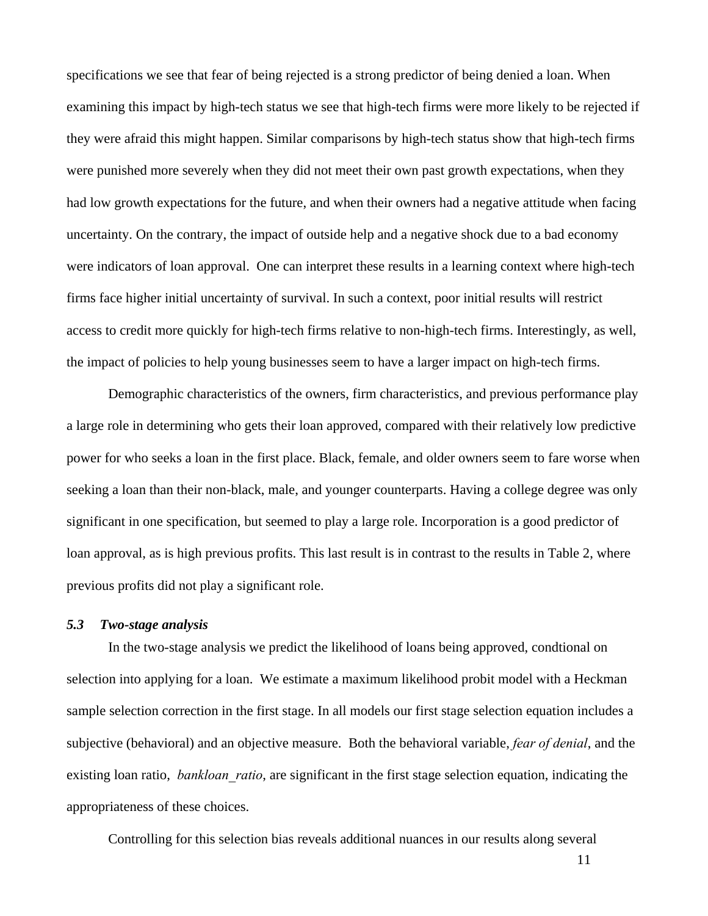specifications we see that fear of being rejected is a strong predictor of being denied a loan. When examining this impact by high-tech status we see that high-tech firms were more likely to be rejected if they were afraid this might happen. Similar comparisons by high-tech status show that high-tech firms were punished more severely when they did not meet their own past growth expectations, when they had low growth expectations for the future, and when their owners had a negative attitude when facing uncertainty. On the contrary, the impact of outside help and a negative shock due to a bad economy were indicators of loan approval. One can interpret these results in a learning context where high-tech firms face higher initial uncertainty of survival. In such a context, poor initial results will restrict access to credit more quickly for high-tech firms relative to non-high-tech firms. Interestingly, as well, the impact of policies to help young businesses seem to have a larger impact on high-tech firms.

Demographic characteristics of the owners, firm characteristics, and previous performance play a large role in determining who gets their loan approved, compared with their relatively low predictive power for who seeks a loan in the first place. Black, female, and older owners seem to fare worse when seeking a loan than their non-black, male, and younger counterparts. Having a college degree was only significant in one specification, but seemed to play a large role. Incorporation is a good predictor of loan approval, as is high previous profits. This last result is in contrast to the results in Table 2, where previous profits did not play a significant role.

### *5.3 Two-stage analysis*

In the two-stage analysis we predict the likelihood of loans being approved, condtional on selection into applying for a loan. We estimate a maximum likelihood probit model with a Heckman sample selection correction in the first stage. In all models our first stage selection equation includes a subjective (behavioral) and an objective measure. Both the behavioral variable, *fear of denial*, and the existing loan ratio, *bankloan_ratio*, are significant in the first stage selection equation, indicating the appropriateness of these choices.

Controlling for this selection bias reveals additional nuances in our results along several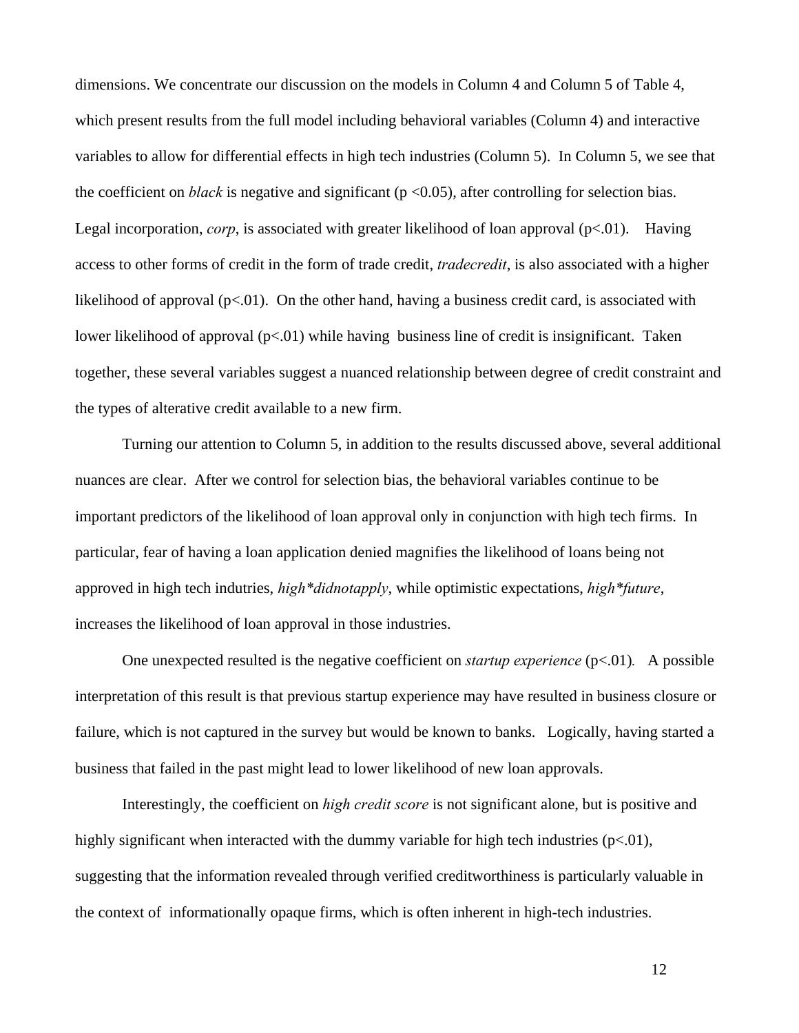dimensions. We concentrate our discussion on the models in Column 4 and Column 5 of Table 4, which present results from the full model including behavioral variables (Column 4) and interactive variables to allow for differential effects in high tech industries (Column 5). In Column 5, we see that the coefficient on *black* is negative and significant ($p < 0.05$), after controlling for selection bias. Legal incorporation, *corp*, is associated with greater likelihood of loan approval ($p < .01$). Having access to other forms of credit in the form of trade credit, *tradecredit*, is also associated with a higher likelihood of approval ($p < .01$). On the other hand, having a business credit card, is associated with lower likelihood of approval ($p < .01$) while having business line of credit is insignificant. Taken together, these several variables suggest a nuanced relationship between degree of credit constraint and the types of alterative credit available to a new firm.

Turning our attention to Column 5, in addition to the results discussed above, several additional nuances are clear. After we control for selection bias, the behavioral variables continue to be important predictors of the likelihood of loan approval only in conjunction with high tech firms. In particular, fear of having a loan application denied magnifies the likelihood of loans being not approved in high tech indutries, *high*didnotapply*, while optimistic expectations, *high*future*, increases the likelihood of loan approval in those industries.

One unexpected resulted is the negative coefficient on *startup experience* ($p < .01$). A possible interpretation of this result is that previous startup experience may have resulted in business closure or failure, which is not captured in the survey but would be known to banks. Logically, having started a business that failed in the past might lead to lower likelihood of new loan approvals.

Interestingly, the coefficient on *high credit score* is not significant alone, but is positive and highly significant when interacted with the dummy variable for high tech industries ($p < .01$), suggesting that the information revealed through verified creditworthiness is particularly valuable in the context of informationally opaque firms, which is often inherent in high-tech industries.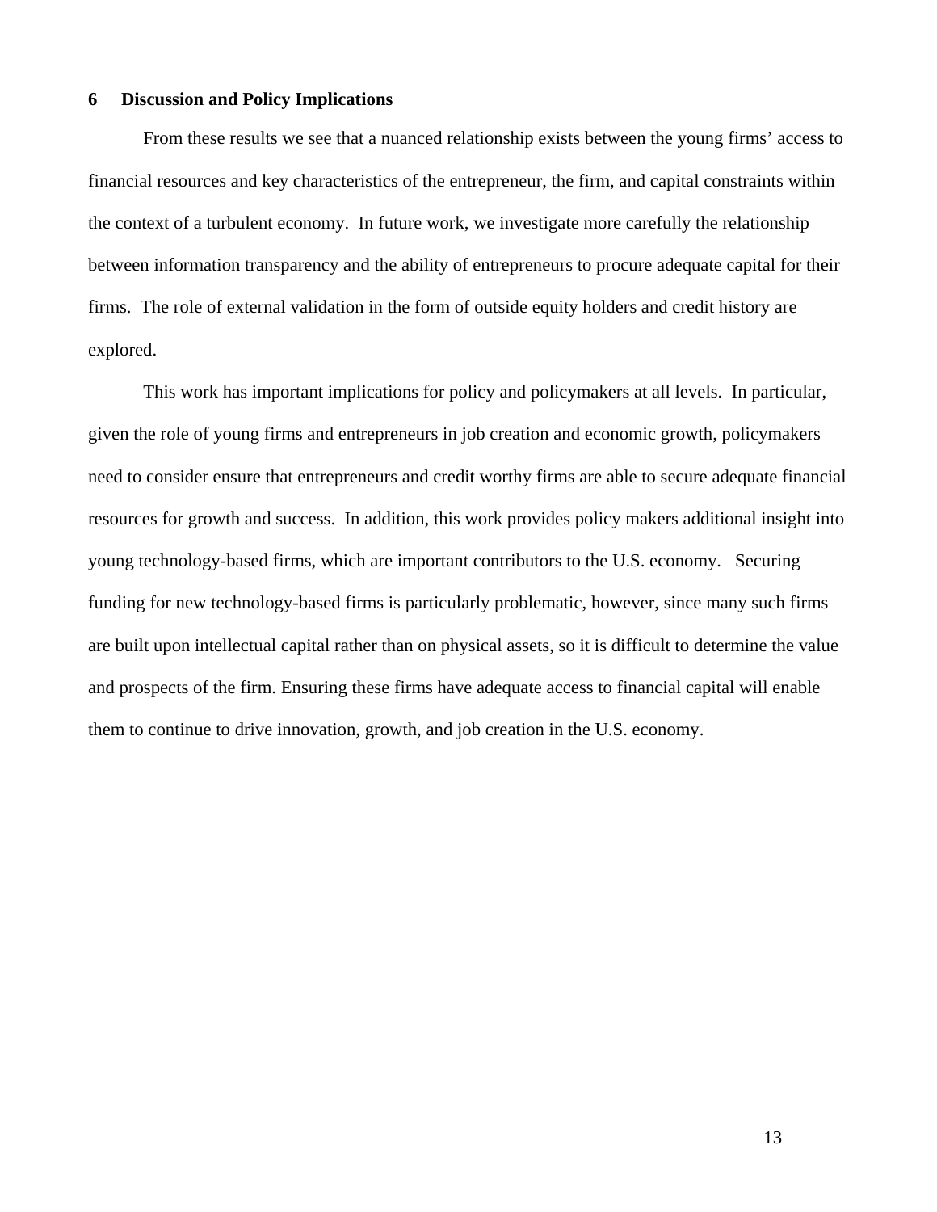## 6 Discussion and Policy Implications

From these results we see that a nuanced relationship exists between the young firms' access to financial resources and key characteristics of the entrepreneur, the firm, and capital constraints within the context of a turbulent economy. In future work, we investigate more carefully the relationship between information transparency and the ability of entrepreneurs to procure adequate capital for their firms. The role of external validation in the form of outside equity holders and credit history are explored.

This work has important implications for policy and policymakers at all levels. In particular, given the role of young firms and entrepreneurs in job creation and economic growth, policymakers need to consider ensure that entrepreneurs and credit worthy firms are able to secure adequate financial resources for growth and success. In addition, this work provides policy makers additional insight into young technology-based firms, which are important contributors to the U.S. economy. Securing funding for new technology-based firms is particularly problematic, however, since many such firms are built upon intellectual capital rather than on physical assets, so it is difficult to determine the value and prospects of the firm. Ensuring these firms have adequate access to financial capital will enable them to continue to drive innovation, growth, and job creation in the U.S. economy.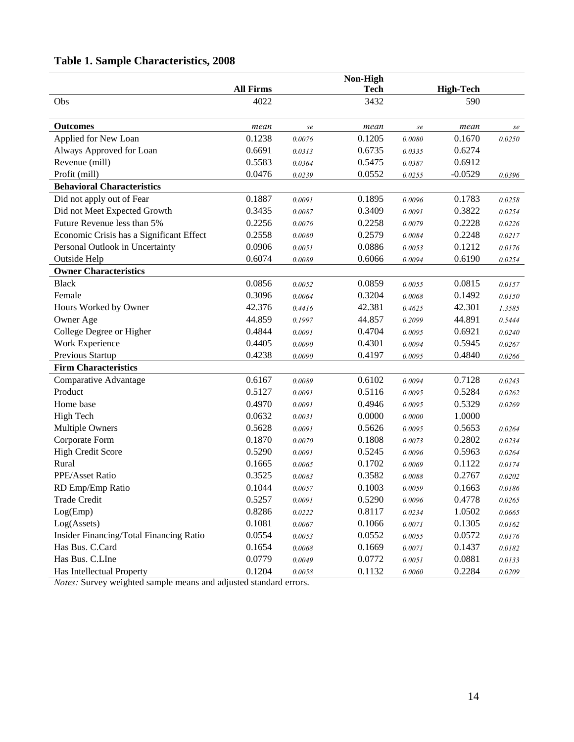## Table 1. Sample Characteristics, 2008

| | All Firms | | Non-High Tech | | High-Tech | |
|---|---|---|---|---|---|---|
| Obs | 4022 | | 3432 | | 590 | |
| **Outcomes** | *mean* | *se* | *mean* | *se* | *mean* | *se* |
| Applied for New Loan | 0.1238 | *0.0076* | 0.1205 | *0.0080* | 0.1670 | *0.0250* |
| Always Approved for Loan | 0.6691 | *0.0313* | 0.6735 | *0.0335* | 0.6274 | |
| Revenue (mill) | 0.5583 | *0.0364* | 0.5475 | *0.0387* | 0.6912 | |
| Profit (mill) | 0.0476 | *0.0239* | 0.0552 | *0.0255* | -0.0529 | *0.0396* |
| **Behavioral Characteristics** | | | | | | |
| Did not apply out of Fear | 0.1887 | *0.0091* | 0.1895 | *0.0096* | 0.1783 | *0.0258* |
| Did not Meet Expected Growth | 0.3435 | *0.0087* | 0.3409 | *0.0091* | 0.3822 | *0.0254* |
| Future Revenue less than 5% | 0.2256 | *0.0076* | 0.2258 | *0.0079* | 0.2228 | *0.0226* |
| Economic Crisis has a Significant Effect | 0.2558 | *0.0080* | 0.2579 | *0.0084* | 0.2248 | *0.0217* |
| Personal Outlook in Uncertainty | 0.0906 | *0.0051* | 0.0886 | *0.0053* | 0.1212 | *0.0176* |
| Outside Help | 0.6074 | *0.0089* | 0.6066 | *0.0094* | 0.6190 | *0.0254* |
| **Owner Characteristics** | | | | | | |
| Black | 0.0856 | *0.0052* | 0.0859 | *0.0055* | 0.0815 | *0.0157* |
| Female | 0.3096 | *0.0064* | 0.3204 | *0.0068* | 0.1492 | *0.0150* |
| Hours Worked by Owner | 42.376 | *0.4416* | 42.381 | *0.4625* | 42.301 | *1.3585* |
| Owner Age | 44.859 | *0.1997* | 44.857 | *0.2099* | 44.891 | *0.5444* |
| College Degree or Higher | 0.4844 | *0.0091* | 0.4704 | *0.0095* | 0.6921 | *0.0240* |
| Work Experience | 0.4405 | *0.0090* | 0.4301 | *0.0094* | 0.5945 | *0.0267* |
| Previous Startup | 0.4238 | *0.0090* | 0.4197 | *0.0095* | 0.4840 | *0.0266* |
| **Firm Characteristics** | | | | | | |
| Comparative Advantage | 0.6167 | *0.0089* | 0.6102 | *0.0094* | 0.7128 | *0.0243* |
| Product | 0.5127 | *0.0091* | 0.5116 | *0.0095* | 0.5284 | *0.0262* |
| Home base | 0.4970 | *0.0091* | 0.4946 | *0.0095* | 0.5329 | *0.0269* |
| High Tech | 0.0632 | *0.0031* | 0.0000 | *0.0000* | 1.0000 | |
| Multiple Owners | 0.5628 | *0.0091* | 0.5626 | *0.0095* | 0.5653 | *0.0264* |
| Corporate Form | 0.1870 | *0.0070* | 0.1808 | *0.0073* | 0.2802 | *0.0234* |
| High Credit Score | 0.5290 | *0.0091* | 0.5245 | *0.0096* | 0.5963 | *0.0264* |
| Rural | 0.1665 | *0.0065* | 0.1702 | *0.0069* | 0.1122 | *0.0174* |
| PPE/Asset Ratio | 0.3525 | *0.0083* | 0.3582 | *0.0088* | 0.2767 | *0.0202* |
| RD Emp/Emp Ratio | 0.1044 | *0.0057* | 0.1003 | *0.0059* | 0.1663 | *0.0186* |
| Trade Credit | 0.5257 | *0.0091* | 0.5290 | *0.0096* | 0.4778 | *0.0265* |
| Log(Emp) | 0.8286 | *0.0222* | 0.8117 | *0.0234* | 1.0502 | *0.0665* |
| Log(Assets) | 0.1081 | *0.0067* | 0.1066 | *0.0071* | 0.1305 | *0.0162* |
| Insider Financing/Total Financing Ratio | 0.0554 | *0.0053* | 0.0552 | *0.0055* | 0.0572 | *0.0176* |
| Has Bus. C.Card | 0.1654 | *0.0068* | 0.1669 | *0.0071* | 0.1437 | *0.0182* |
| Has Bus. C.LIne | 0.0779 | *0.0049* | 0.0772 | *0.0051* | 0.0881 | *0.0133* |
| Has Intellectual Property | 0.1204 | *0.0058* | 0.1132 | *0.0060* | 0.2284 | *0.0209* |

*Notes:* Survey weighted sample means and adjusted standard errors.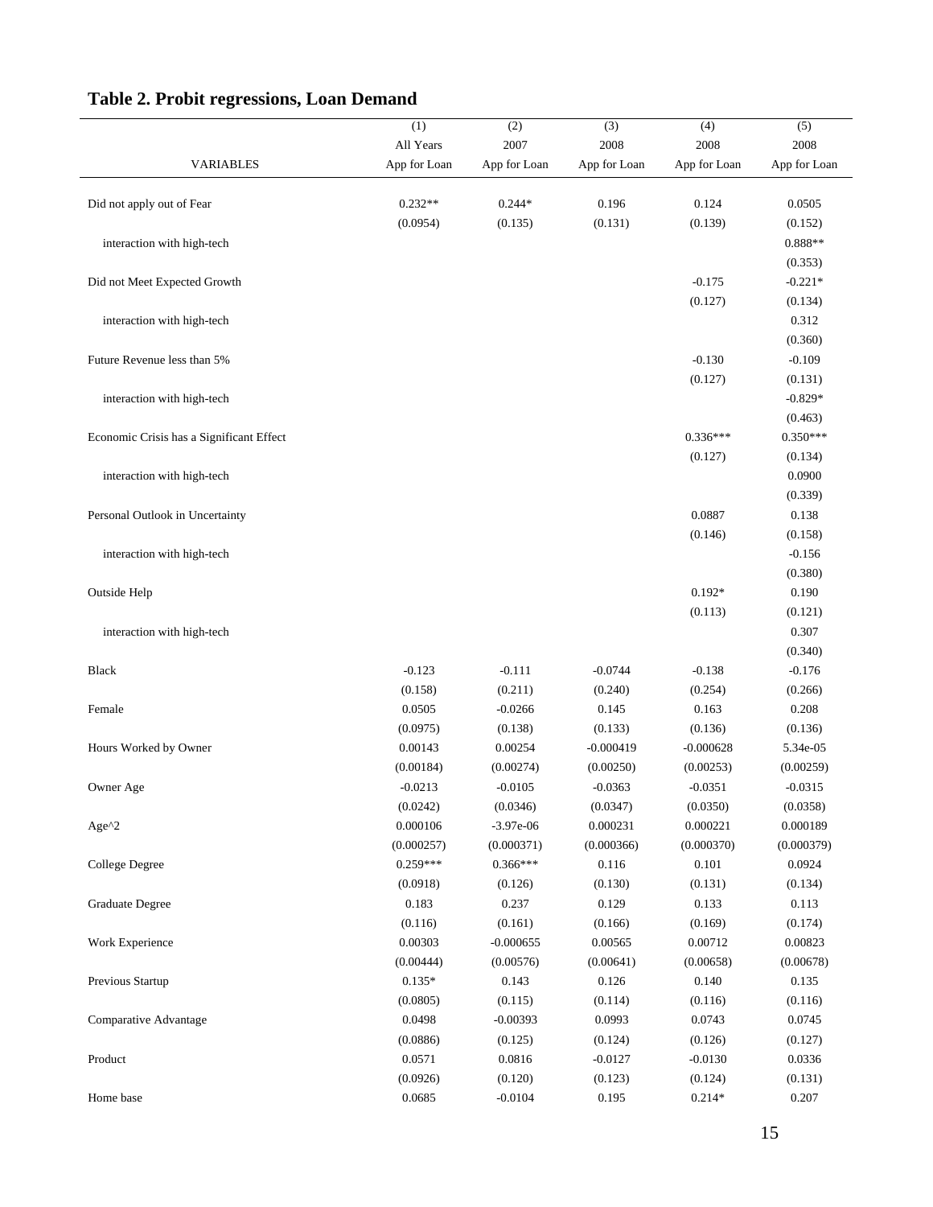## Table 2. Probit regressions, Loan Demand

| VARIABLES | (1)<br>All Years<br>App for Loan | (2)<br>2007<br>App for Loan | (3)<br>2008<br>App for Loan | (4)<br>2008<br>App for Loan | (5)<br>2008<br>App for Loan |
|---|---|---|---|---|---|
| Did not apply out of Fear | 0.232** | 0.244* | 0.196 | 0.124 | 0.0505 |
| | (0.0954) | (0.135) | (0.131) | (0.139) | (0.152) |
| interaction with high-tech | | | | | 0.888** |
| | | | | | (0.353) |
| Did not Meet Expected Growth | | | | -0.175 | -0.221* |
| | | | | (0.127) | (0.134) |
| interaction with high-tech | | | | | 0.312 |
| | | | | | (0.360) |
| Future Revenue less than 5% | | | | -0.130 | -0.109 |
| | | | | (0.127) | (0.131) |
| interaction with high-tech | | | | | -0.829* |
| | | | | | (0.463) |
| Economic Crisis has a Significant Effect | | | | 0.336*** | 0.350*** |
| | | | | (0.127) | (0.134) |
| interaction with high-tech | | | | | 0.0900 |
| | | | | | (0.339) |
| Personal Outlook in Uncertainty | | | | 0.0887 | 0.138 |
| | | | | (0.146) | (0.158) |
| interaction with high-tech | | | | | -0.156 |
| | | | | | (0.380) |
| Outside Help | | | | 0.192* | 0.190 |
| | | | | (0.113) | (0.121) |
| interaction with high-tech | | | | | 0.307 |
| | | | | | (0.340) |
| Black | -0.123 | -0.111 | -0.0744 | -0.138 | -0.176 |
| | (0.158) | (0.211) | (0.240) | (0.254) | (0.266) |
| Female | 0.0505 | -0.0266 | 0.145 | 0.163 | 0.208 |
| | (0.0975) | (0.138) | (0.133) | (0.136) | (0.136) |
| Hours Worked by Owner | 0.00143 | 0.00254 | -0.000419 | -0.000628 | 5.34e-05 |
| | (0.00184) | (0.00274) | (0.00250) | (0.00253) | (0.00259) |
| Owner Age | -0.0213 | -0.0105 | -0.0363 | -0.0351 | -0.0315 |
| | (0.0242) | (0.0346) | (0.0347) | (0.0350) | (0.0358) |
| Age^2 | 0.000106 | -3.97e-06 | 0.000231 | 0.000221 | 0.000189 |
| | (0.000257) | (0.000371) | (0.000366) | (0.000370) | (0.000379) |
| College Degree | 0.259*** | 0.366*** | 0.116 | 0.101 | 0.0924 |
| | (0.0918) | (0.126) | (0.130) | (0.131) | (0.134) |
| Graduate Degree | 0.183 | 0.237 | 0.129 | 0.133 | 0.113 |
| | (0.116) | (0.161) | (0.166) | (0.169) | (0.174) |
| Work Experience | 0.00303 | -0.000655 | 0.00565 | 0.00712 | 0.00823 |
| | (0.00444) | (0.00576) | (0.00641) | (0.00658) | (0.00678) |
| Previous Startup | 0.135* | 0.143 | 0.126 | 0.140 | 0.135 |
| | (0.0805) | (0.115) | (0.114) | (0.116) | (0.116) |
| Comparative Advantage | 0.0498 | -0.00393 | 0.0993 | 0.0743 | 0.0745 |
| | (0.0886) | (0.125) | (0.124) | (0.126) | (0.127) |
| Product | 0.0571 | 0.0816 | -0.0127 | -0.0130 | 0.0336 |
| | (0.0926) | (0.120) | (0.123) | (0.124) | (0.131) |
| Home base | 0.0685 | -0.0104 | 0.195 | 0.214* | 0.207 |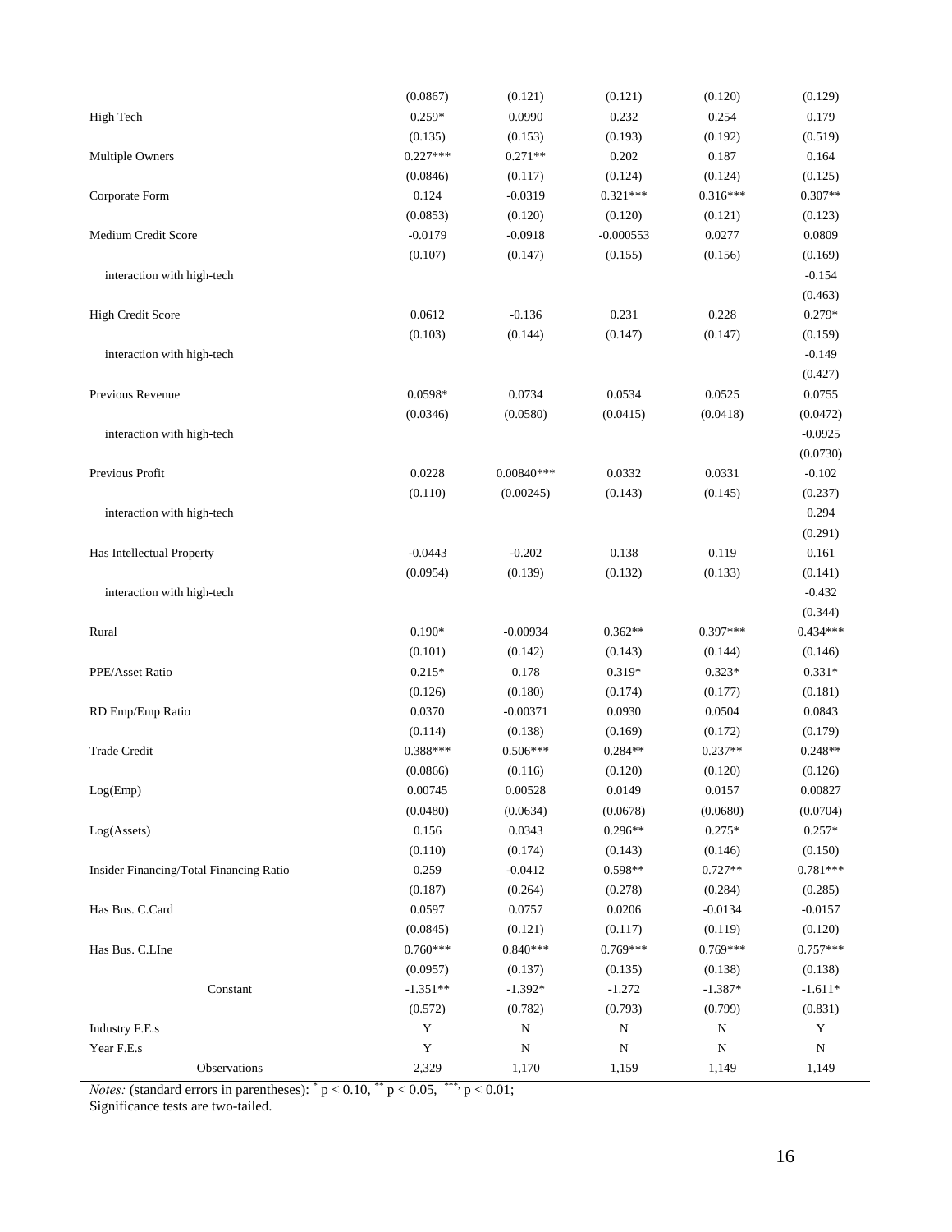| | | | | | |
|---|---|---|---|---|---|
| | (0.0867) | (0.121) | (0.121) | (0.120) | (0.129) |
| High Tech | 0.259* | 0.0990 | 0.232 | 0.254 | 0.179 |
| | (0.135) | (0.153) | (0.193) | (0.192) | (0.519) |
| Multiple Owners | 0.227*** | 0.271** | 0.202 | 0.187 | 0.164 |
| | (0.0846) | (0.117) | (0.124) | (0.124) | (0.125) |
| Corporate Form | 0.124 | -0.0319 | 0.321*** | 0.316*** | 0.307** |
| | (0.0853) | (0.120) | (0.120) | (0.121) | (0.123) |
| Medium Credit Score | -0.0179 | -0.0918 | -0.000553 | 0.0277 | 0.0809 |
| | (0.107) | (0.147) | (0.155) | (0.156) | (0.169) |
| interaction with high-tech | | | | | -0.154 |
| | | | | | (0.463) |
| High Credit Score | 0.0612 | -0.136 | 0.231 | 0.228 | 0.279* |
| | (0.103) | (0.144) | (0.147) | (0.147) | (0.159) |
| interaction with high-tech | | | | | -0.149 |
| | | | | | (0.427) |
| Previous Revenue | 0.0598* | 0.0734 | 0.0534 | 0.0525 | 0.0755 |
| | (0.0346) | (0.0580) | (0.0415) | (0.0418) | (0.0472) |
| interaction with high-tech | | | | | -0.0925 |
| | | | | | (0.0730) |
| Previous Profit | 0.0228 | 0.00840*** | 0.0332 | 0.0331 | -0.102 |
| | (0.110) | (0.00245) | (0.143) | (0.145) | (0.237) |
| interaction with high-tech | | | | | 0.294 |
| | | | | | (0.291) |
| Has Intellectual Property | -0.0443 | -0.202 | 0.138 | 0.119 | 0.161 |
| | (0.0954) | (0.139) | (0.132) | (0.133) | (0.141) |
| interaction with high-tech | | | | | -0.432 |
| | | | | | (0.344) |
| Rural | 0.190* | -0.00934 | 0.362** | 0.397*** | 0.434*** |
| | (0.101) | (0.142) | (0.143) | (0.144) | (0.146) |
| PPE/Asset Ratio | 0.215* | 0.178 | 0.319* | 0.323* | 0.331* |
| | (0.126) | (0.180) | (0.174) | (0.177) | (0.181) |
| RD Emp/Emp Ratio | 0.0370 | -0.00371 | 0.0930 | 0.0504 | 0.0843 |
| | (0.114) | (0.138) | (0.169) | (0.172) | (0.179) |
| Trade Credit | 0.388*** | 0.506*** | 0.284** | 0.237** | 0.248** |
| | (0.0866) | (0.116) | (0.120) | (0.120) | (0.126) |
| Log(Emp) | 0.00745 | 0.00528 | 0.0149 | 0.0157 | 0.00827 |
| | (0.0480) | (0.0634) | (0.0678) | (0.0680) | (0.0704) |
| Log(Assets) | 0.156 | 0.0343 | 0.296** | 0.275* | 0.257* |
| | (0.110) | (0.174) | (0.143) | (0.146) | (0.150) |
| Insider Financing/Total Financing Ratio | 0.259 | -0.0412 | 0.598** | 0.727** | 0.781*** |
| | (0.187) | (0.264) | (0.278) | (0.284) | (0.285) |
| Has Bus. C.Card | 0.0597 | 0.0757 | 0.0206 | -0.0134 | -0.0157 |
| | (0.0845) | (0.121) | (0.117) | (0.119) | (0.120) |
| Has Bus. C.LIne | 0.760*** | 0.840*** | 0.769*** | 0.769*** | 0.757*** |
| | (0.0957) | (0.137) | (0.135) | (0.138) | (0.138) |
| Constant | -1.351** | -1.392* | -1.272 | -1.387* | -1.611* |
| | (0.572) | (0.782) | (0.793) | (0.799) | (0.831) |
| Industry F.E.s | Y | N | N | N | Y |
| Year F.E.s | Y | N | N | N | N |
| Observations | 2,329 | 1,170 | 1,159 | 1,149 | 1,149 |

*Notes:* (standard errors in parentheses): * $p < 0.10$, ** $p < 0.05$, *** $p < 0.01$;
Significance tests are two-tailed.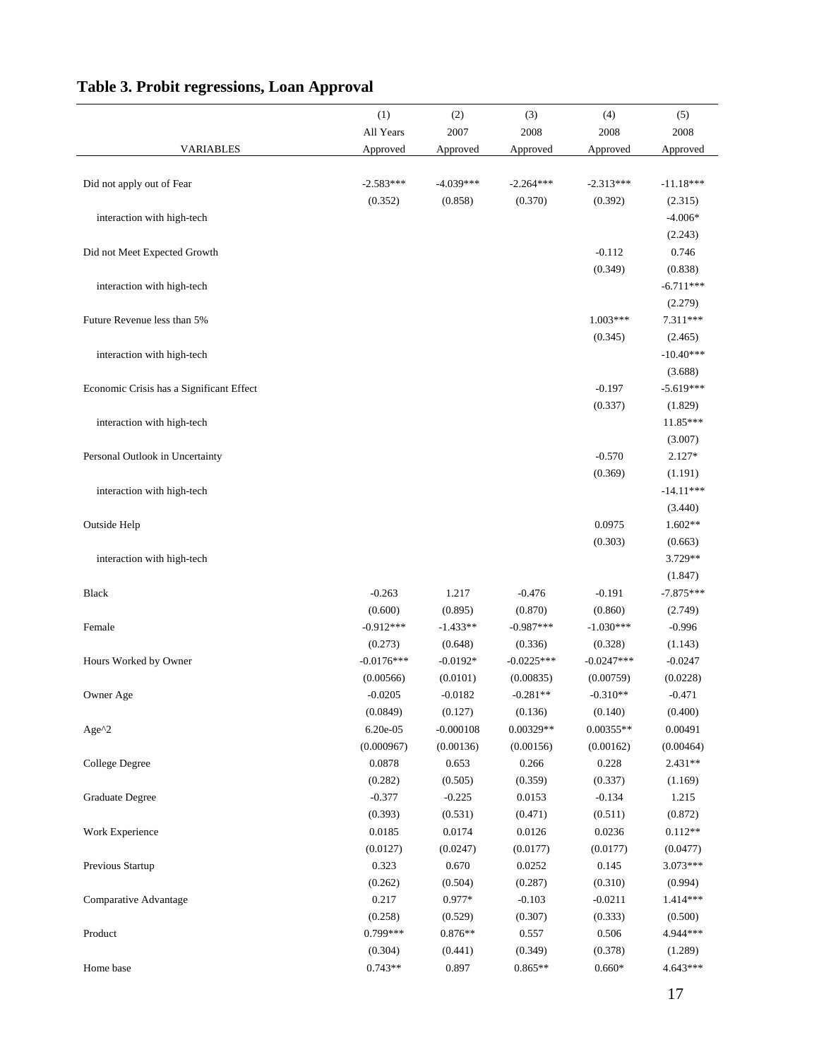## Table 3. Probit regressions, Loan Approval

| VARIABLES | (1)<br>All Years<br>Approved | (2)<br>2007<br>Approved | (3)<br>2008<br>Approved | (4)<br>2008<br>Approved | (5)<br>2008<br>Approved |
|---|---|---|---|---|---|
| Did not apply out of Fear | -2.583*** | -4.039*** | -2.264*** | -2.313*** | -11.18*** |
| | (0.352) | (0.858) | (0.370) | (0.392) | (2.315) |
| interaction with high-tech | | | | | -4.006* |
| | | | | | (2.243) |
| Did not Meet Expected Growth | | | | -0.112 | 0.746 |
| | | | | (0.349) | (0.838) |
| interaction with high-tech | | | | | -6.711*** |
| | | | | | (2.279) |
| Future Revenue less than 5% | | | | 1.003*** | 7.311*** |
| | | | | (0.345) | (2.465) |
| interaction with high-tech | | | | | -10.40*** |
| | | | | | (3.688) |
| Economic Crisis has a Significant Effect | | | | -0.197 | -5.619*** |
| | | | | (0.337) | (1.829) |
| interaction with high-tech | | | | | 11.85*** |
| | | | | | (3.007) |
| Personal Outlook in Uncertainty | | | | -0.570 | 2.127* |
| | | | | (0.369) | (1.191) |
| interaction with high-tech | | | | | -14.11*** |
| | | | | | (3.440) |
| Outside Help | | | | 0.0975 | 1.602** |
| | | | | (0.303) | (0.663) |
| interaction with high-tech | | | | | 3.729** |
| | | | | | (1.847) |
| Black | -0.263 | 1.217 | -0.476 | -0.191 | -7.875*** |
| | (0.600) | (0.895) | (0.870) | (0.860) | (2.749) |
| Female | -0.912*** | -1.433** | -0.987*** | -1.030*** | -0.996 |
| | (0.273) | (0.648) | (0.336) | (0.328) | (1.143) |
| Hours Worked by Owner | -0.0176*** | -0.0192* | -0.0225*** | -0.0247*** | -0.0247 |
| | (0.00566) | (0.0101) | (0.00835) | (0.00759) | (0.0228) |
| Owner Age | -0.0205 | -0.0182 | -0.281** | -0.310** | -0.471 |
| | (0.0849) | (0.127) | (0.136) | (0.140) | (0.400) |
| Age^2 | 6.20e-05 | -0.000108 | 0.00329** | 0.00355** | 0.00491 |
| | (0.000967) | (0.00136) | (0.00156) | (0.00162) | (0.00464) |
| College Degree | 0.0878 | 0.653 | 0.266 | 0.228 | 2.431** |
| | (0.282) | (0.505) | (0.359) | (0.337) | (1.169) |
| Graduate Degree | -0.377 | -0.225 | 0.0153 | -0.134 | 1.215 |
| | (0.393) | (0.531) | (0.471) | (0.511) | (0.872) |
| Work Experience | 0.0185 | 0.0174 | 0.0126 | 0.0236 | 0.112** |
| | (0.0127) | (0.0247) | (0.0177) | (0.0177) | (0.0477) |
| Previous Startup | 0.323 | 0.670 | 0.0252 | 0.145 | 3.073*** |
| | (0.262) | (0.504) | (0.287) | (0.310) | (0.994) |
| Comparative Advantage | 0.217 | 0.977* | -0.103 | -0.0211 | 1.414*** |
| | (0.258) | (0.529) | (0.307) | (0.333) | (0.500) |
| Product | 0.799*** | 0.876** | 0.557 | 0.506 | 4.944*** |
| | (0.304) | (0.441) | (0.349) | (0.378) | (1.289) |
| Home base | 0.743** | 0.897 | 0.865** | 0.660* | 4.643*** |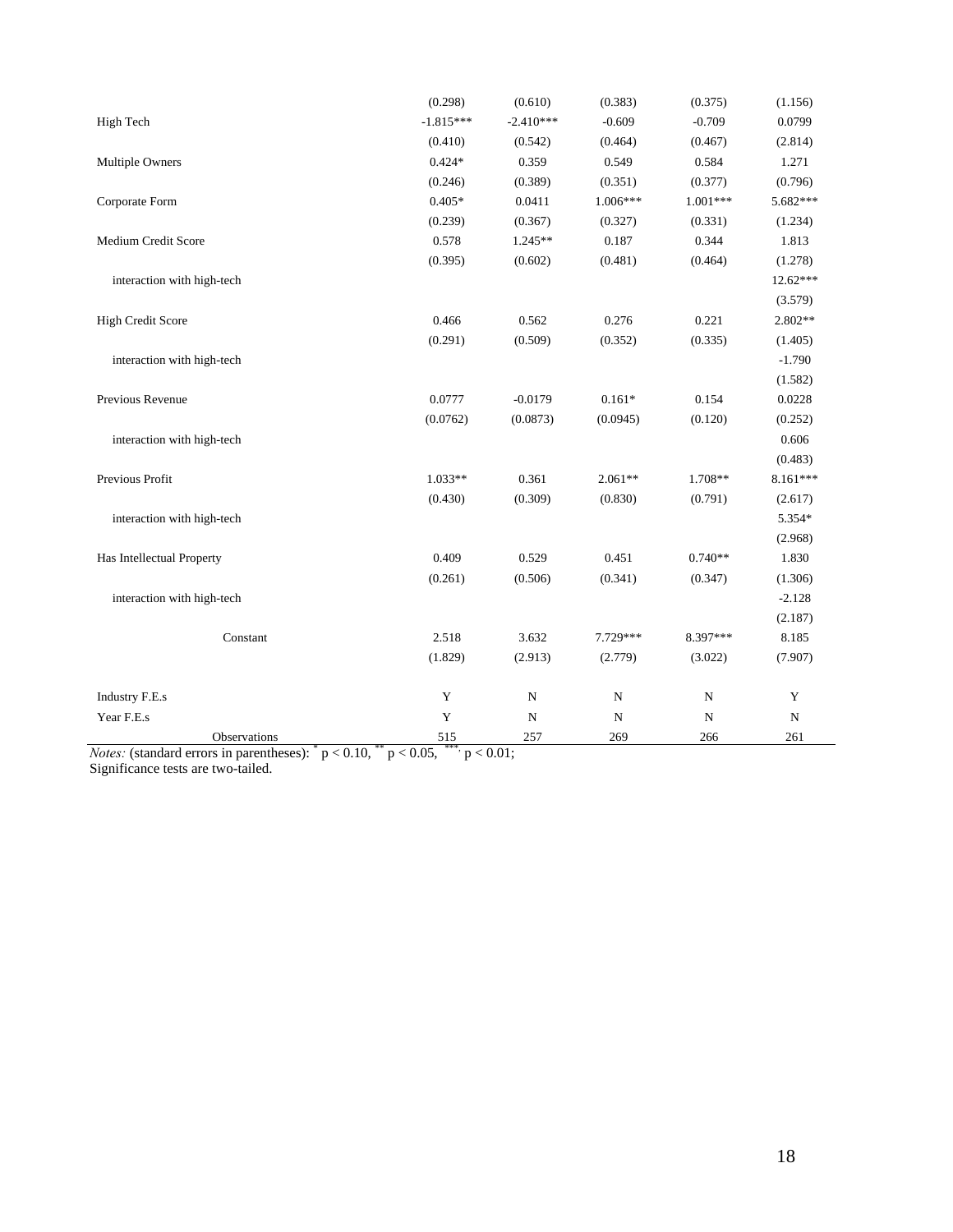| | | | | | |
|---|---|---|---|---|---|
| | (0.298) | (0.610) | (0.383) | (0.375) | (1.156) |
| High Tech | -1.815*** | -2.410*** | -0.609 | -0.709 | 0.0799 |
| | (0.410) | (0.542) | (0.464) | (0.467) | (2.814) |
| Multiple Owners | 0.424* | 0.359 | 0.549 | 0.584 | 1.271 |
| | (0.246) | (0.389) | (0.351) | (0.377) | (0.796) |
| Corporate Form | 0.405* | 0.0411 | 1.006*** | 1.001*** | 5.682*** |
| | (0.239) | (0.367) | (0.327) | (0.331) | (1.234) |
| Medium Credit Score | 0.578 | 1.245** | 0.187 | 0.344 | 1.813 |
| | (0.395) | (0.602) | (0.481) | (0.464) | (1.278) |
| interaction with high-tech | | | | | 12.62*** |
| | | | | | (3.579) |
| High Credit Score | 0.466 | 0.562 | 0.276 | 0.221 | 2.802** |
| | (0.291) | (0.509) | (0.352) | (0.335) | (1.405) |
| interaction with high-tech | | | | | -1.790 |
| | | | | | (1.582) |
| Previous Revenue | 0.0777 | -0.0179 | 0.161* | 0.154 | 0.0228 |
| | (0.0762) | (0.0873) | (0.0945) | (0.120) | (0.252) |
| interaction with high-tech | | | | | 0.606 |
| | | | | | (0.483) |
| Previous Profit | 1.033** | 0.361 | 2.061** | 1.708** | 8.161*** |
| | (0.430) | (0.309) | (0.830) | (0.791) | (2.617) |
| interaction with high-tech | | | | | 5.354* |
| | | | | | (2.968) |
| Has Intellectual Property | 0.409 | 0.529 | 0.451 | 0.740** | 1.830 |
| | (0.261) | (0.506) | (0.341) | (0.347) | (1.306) |
| interaction with high-tech | | | | | -2.128 |
| | | | | | (2.187) |
| Constant | 2.518 | 3.632 | 7.729*** | 8.397*** | 8.185 |
| | (1.829) | (2.913) | (2.779) | (3.022) | (7.907) |
| Industry F.E.s | Y | N | N | N | Y |
| Year F.E.s | Y | N | N | N | N |
| Observations | 515 | 257 | 269 | 266 | 261 |

*Notes:* (standard errors in parentheses): * $p < 0.10$, ** $p < 0.05$, *** $p < 0.01$;
Significance tests are two-tailed.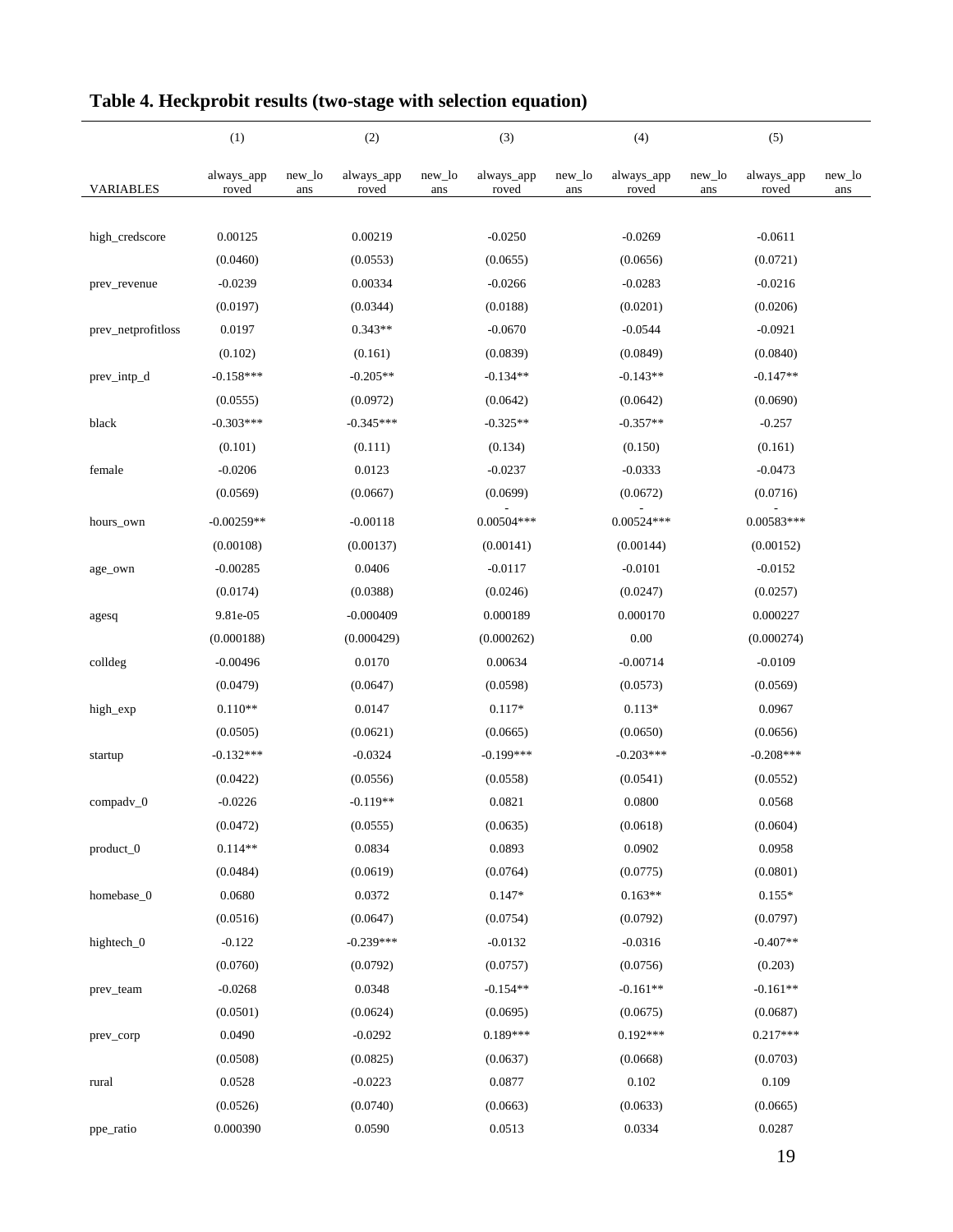## Table 4. Heckprobit results (two-stage with selection equation)

| | (1) | | (2) | | (3) | | (4) | | (5) | |
|---|---|---|---|---|---|---|---|---|---|---|
| VARIABLES | always_approved | new_loans | always_approved | new_loans | always_approved | new_loans | always_approved | new_loans | always_approved | new_loans |
| high_credscore | 0.00125 | | 0.00219 | | -0.0250 | | -0.0269 | | -0.0611 | |
| | (0.0460) | | (0.0553) | | (0.0655) | | (0.0656) | | (0.0721) | |
| prev_revenue | -0.0239 | | 0.00334 | | -0.0266 | | -0.0283 | | -0.0216 | |
| | (0.0197) | | (0.0344) | | (0.0188) | | (0.0201) | | (0.0206) | |
| prev_netprofitloss | 0.0197 | | 0.343** | | -0.0670 | | -0.0544 | | -0.0921 | |
| | (0.102) | | (0.161) | | (0.0839) | | (0.0849) | | (0.0840) | |
| prev_intp_d | -0.158*** | | -0.205** | | -0.134** | | -0.143** | | -0.147** | |
| | (0.0555) | | (0.0972) | | (0.0642) | | (0.0642) | | (0.0690) | |
| black | -0.303*** | | -0.345*** | | -0.325** | | -0.357** | | -0.257 | |
| | (0.101) | | (0.111) | | (0.134) | | (0.150) | | (0.161) | |
| female | -0.0206 | | 0.0123 | | -0.0237 | | -0.0333 | | -0.0473 | |
| | (0.0569) | | (0.0667) | | (0.0699) | | (0.0672) | | (0.0716) | |
| hours_own | -0.00259** | | -0.00118 | | -0.00504*** | | -0.00524*** | | -0.00583*** | |
| | (0.00108) | | (0.00137) | | (0.00141) | | (0.00144) | | (0.00152) | |
| age_own | -0.00285 | | 0.0406 | | -0.0117 | | -0.0101 | | -0.0152 | |
| | (0.0174) | | (0.0388) | | (0.0246) | | (0.0247) | | (0.0257) | |
| agesq | 9.81e-05 | | -0.000409 | | 0.000189 | | 0.000170 | | 0.000227 | |
| | (0.000188) | | (0.000429) | | (0.000262) | | 0.00 | | (0.000274) | |
| colldeg | -0.00496 | | 0.0170 | | 0.00634 | | -0.00714 | | -0.0109 | |
| | (0.0479) | | (0.0647) | | (0.0598) | | (0.0573) | | (0.0569) | |
| high_exp | 0.110** | | 0.0147 | | 0.117* | | 0.113* | | 0.0967 | |
| | (0.0505) | | (0.0621) | | (0.0665) | | (0.0650) | | (0.0656) | |
| startup | -0.132*** | | -0.0324 | | -0.199*** | | -0.203*** | | -0.208*** | |
| | (0.0422) | | (0.0556) | | (0.0558) | | (0.0541) | | (0.0552) | |
| compadv_0 | -0.0226 | | -0.119** | | 0.0821 | | 0.0800 | | 0.0568 | |
| | (0.0472) | | (0.0555) | | (0.0635) | | (0.0618) | | (0.0604) | |
| product_0 | 0.114** | | 0.0834 | | 0.0893 | | 0.0902 | | 0.0958 | |
| | (0.0484) | | (0.0619) | | (0.0764) | | (0.0775) | | (0.0801) | |
| homebase_0 | 0.0680 | | 0.0372 | | 0.147* | | 0.163** | | 0.155* | |
| | (0.0516) | | (0.0647) | | (0.0754) | | (0.0792) | | (0.0797) | |
| hightech_0 | -0.122 | | -0.239*** | | -0.0132 | | -0.0316 | | -0.407** | |
| | (0.0760) | | (0.0792) | | (0.0757) | | (0.0756) | | (0.203) | |
| prev_team | -0.0268 | | 0.0348 | | -0.154** | | -0.161** | | -0.161** | |
| | (0.0501) | | (0.0624) | | (0.0695) | | (0.0675) | | (0.0687) | |
| prev_corp | 0.0490 | | -0.0292 | | 0.189*** | | 0.192*** | | 0.217*** | |
| | (0.0508) | | (0.0825) | | (0.0637) | | (0.0668) | | (0.0703) | |
| rural | 0.0528 | | -0.0223 | | 0.0877 | | 0.102 | | 0.109 | |
| | (0.0526) | | (0.0740) | | (0.0663) | | (0.0633) | | (0.0665) | |
| ppe_ratio | 0.000390 | | 0.0590 | | 0.0513 | | 0.0334 | | 0.0287 | |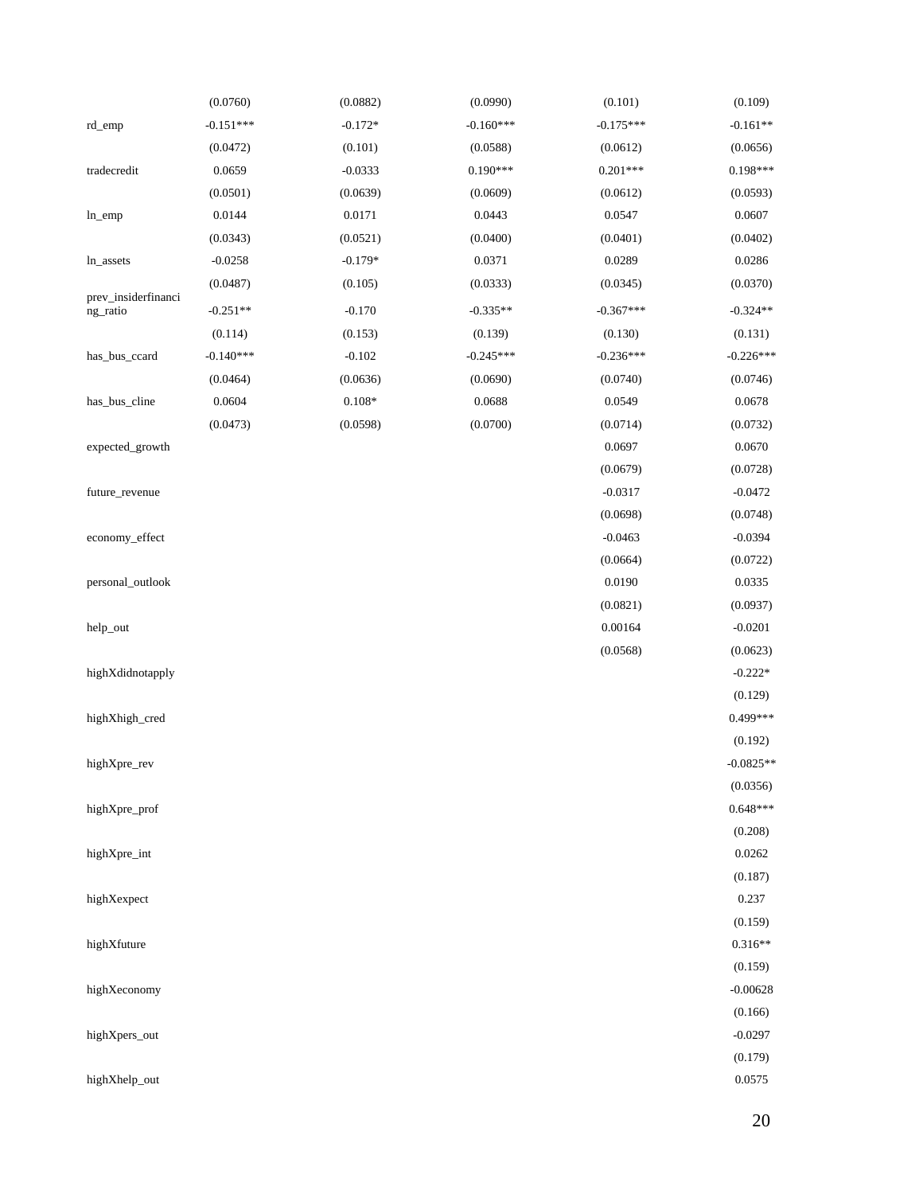| | | | | | |
|---|---|---|---|---|---|
| | (0.0760) | (0.0882) | (0.0990) | (0.101) | (0.109) |
| rd_emp | -0.151*** | -0.172* | -0.160*** | -0.175*** | -0.161** |
| | (0.0472) | (0.101) | (0.0588) | (0.0612) | (0.0656) |
| tradecredit | 0.0659 | -0.0333 | 0.190*** | 0.201*** | 0.198*** |
| | (0.0501) | (0.0639) | (0.0609) | (0.0612) | (0.0593) |
| ln_emp | 0.0144 | 0.0171 | 0.0443 | 0.0547 | 0.0607 |
| | (0.0343) | (0.0521) | (0.0400) | (0.0401) | (0.0402) |
| ln_assets | -0.0258 | -0.179* | 0.0371 | 0.0289 | 0.0286 |
| | (0.0487) | (0.105) | (0.0333) | (0.0345) | (0.0370) |
| prev_insiderfinancing_ratio | -0.251** | -0.170 | -0.335** | -0.367*** | -0.324** |
| | (0.114) | (0.153) | (0.139) | (0.130) | (0.131) |
| has_bus_ccard | -0.140*** | -0.102 | -0.245*** | -0.236*** | -0.226*** |
| | (0.0464) | (0.0636) | (0.0690) | (0.0740) | (0.0746) |
| has_bus_cline | 0.0604 | 0.108* | 0.0688 | 0.0549 | 0.0678 |
| | (0.0473) | (0.0598) | (0.0700) | (0.0714) | (0.0732) |
| expected_growth | | | | 0.0697 | 0.0670 |
| | | | | (0.0679) | (0.0728) |
| future_revenue | | | | -0.0317 | -0.0472 |
| | | | | (0.0698) | (0.0748) |
| economy_effect | | | | -0.0463 | -0.0394 |
| | | | | (0.0664) | (0.0722) |
| personal_outlook | | | | 0.0190 | 0.0335 |
| | | | | (0.0821) | (0.0937) |
| help_out | | | | 0.00164 | -0.0201 |
| | | | | (0.0568) | (0.0623) |
| highXdidnotapply | | | | | -0.222* |
| | | | | | (0.129) |
| highXhigh_cred | | | | | 0.499*** |
| | | | | | (0.192) |
| highXpre_rev | | | | | -0.0825** |
| | | | | | (0.0356) |
| highXpre_prof | | | | | 0.648*** |
| | | | | | (0.208) |
| highXpre_int | | | | | 0.0262 |
| | | | | | (0.187) |
| highXexpect | | | | | 0.237 |
| | | | | | (0.159) |
| highXfuture | | | | | 0.316** |
| | | | | | (0.159) |
| highXeconomy | | | | | -0.00628 |
| | | | | | (0.166) |
| highXpers_out | | | | | -0.0297 |
| | | | | | (0.179) |
| highXhelp_out | | | | | 0.0575 |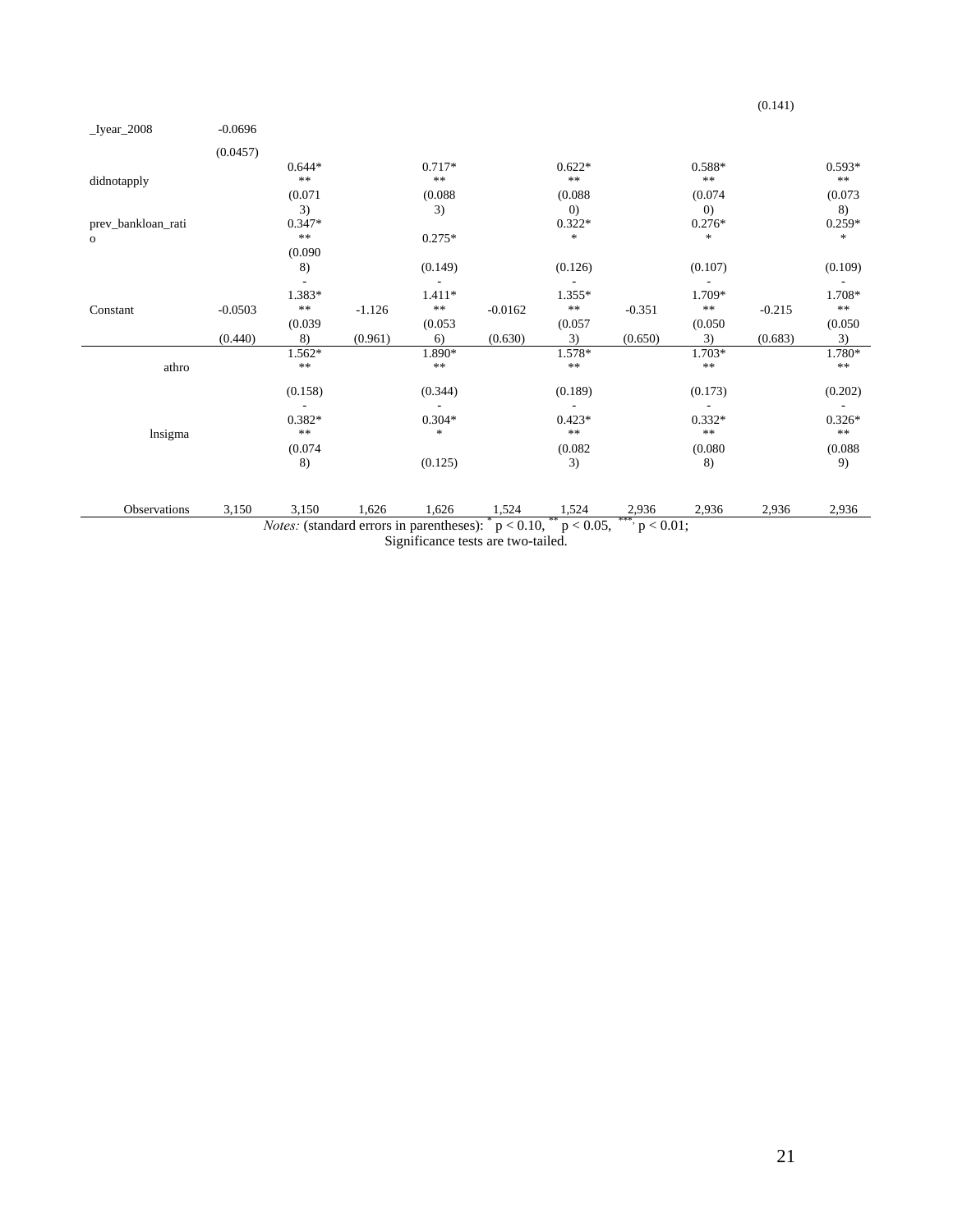| | | | | | | | | | | |
|---|---|---|---|---|---|---|---|---|---|---|
| | | | | | | | | | | (0.141) |
| _Iyear_2008 | -0.0696 | | | | | | | | | |
| | (0.0457) | | | | | | | | | |
| didnotapply | | 0.644*** | | 0.717*** | | 0.622*** | | 0.588*** | | 0.593*** |
| | | (0.0713) | | (0.0883) | | (0.0880) | | (0.0740) | | (0.0738) |
| prev_bankloan_ratio | | 0.347*** | | 0.275* | | 0.322** | | 0.276** | | 0.259** |
| | | (0.0908) | | (0.149) | | (0.126) | | (0.107) | | (0.109) |
| Constant | -0.0503 | -1.383*** | -1.126 | -1.411*** | -0.0162 | -1.355*** | -0.351 | -1.709*** | -0.215 | -1.708*** |
| | (0.440) | (0.0398) | (0.961) | (0.0536) | (0.630) | (0.0573) | (0.650) | (0.0503) | (0.683) | (0.0503) |
| athro | | 1.562*** | | 1.890*** | | 1.578*** | | 1.703*** | | 1.780*** |
| | | (0.158) | | (0.344) | | (0.189) | | (0.173) | | (0.202) |
| lnsigma | | -0.382*** | | -0.304** | | -0.423*** | | -0.332*** | | -0.326*** |
| | | (0.0748) | | (0.125) | | (0.0823) | | (0.0808) | | (0.0889) |
| Observations | 3,150 | 3,150 | 1,626 | 1,626 | 1,524 | 1,524 | 2,936 | 2,936 | 2,936 | 2,936 |

*Notes:* (standard errors in parentheses): * $p < 0.10$, ** $p < 0.05$, *** $p < 0.01$; Significance tests are two-tailed.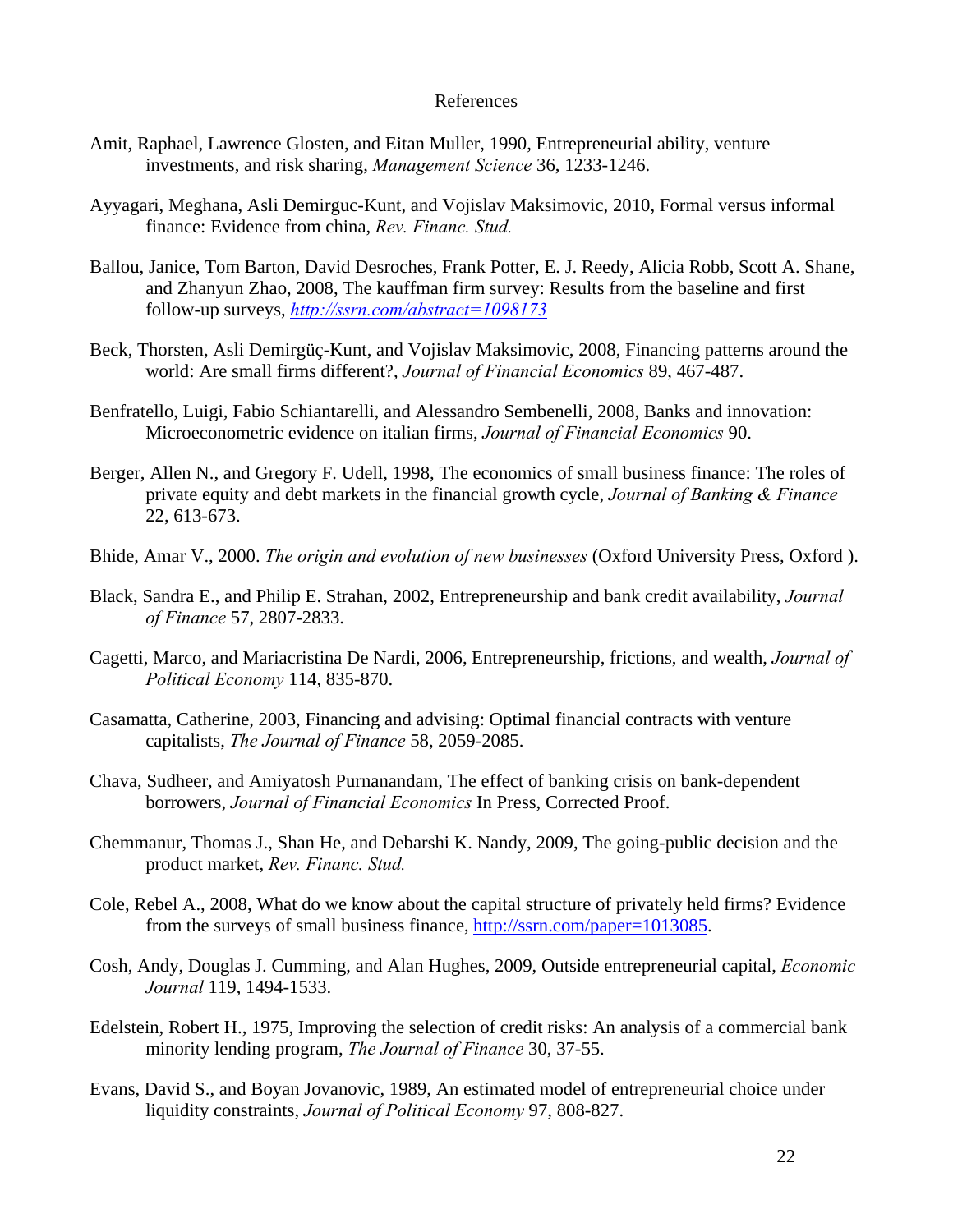# References

Amit, Raphael, Lawrence Glosten, and Eitan Muller, 1990, Entrepreneurial ability, venture investments, and risk sharing, *Management Science* 36, 1233-1246.

Ayyagari, Meghana, Asli Demirguc-Kunt, and Vojislav Maksimovic, 2010, Formal versus informal finance: Evidence from china, *Rev. Financ. Stud.*

Ballou, Janice, Tom Barton, David Desroches, Frank Potter, E. J. Reedy, Alicia Robb, Scott A. Shane, and Zhanyun Zhao, 2008, The kauffman firm survey: Results from the baseline and first follow-up surveys, *http://ssrn.com/abstract=1098173*

Beck, Thorsten, Asli Demirgüç-Kunt, and Vojislav Maksimovic, 2008, Financing patterns around the world: Are small firms different?, *Journal of Financial Economics* 89, 467-487.

Benfratello, Luigi, Fabio Schiantarelli, and Alessandro Sembenelli, 2008, Banks and innovation: Microeconometric evidence on italian firms, *Journal of Financial Economics* 90.

Berger, Allen N., and Gregory F. Udell, 1998, The economics of small business finance: The roles of private equity and debt markets in the financial growth cycle, *Journal of Banking & Finance* 22, 613-673.

Bhide, Amar V., 2000. *The origin and evolution of new businesses* (Oxford University Press, Oxford ).

Black, Sandra E., and Philip E. Strahan, 2002, Entrepreneurship and bank credit availability, *Journal of Finance* 57, 2807-2833.

Cagetti, Marco, and Mariacristina De Nardi, 2006, Entrepreneurship, frictions, and wealth, *Journal of Political Economy* 114, 835-870.

Casamatta, Catherine, 2003, Financing and advising: Optimal financial contracts with venture capitalists, *The Journal of Finance* 58, 2059-2085.

Chava, Sudheer, and Amiyatosh Purnanandam, The effect of banking crisis on bank-dependent borrowers, *Journal of Financial Economics* In Press, Corrected Proof.

Chemmanur, Thomas J., Shan He, and Debarshi K. Nandy, 2009, The going-public decision and the product market, *Rev. Financ. Stud.*

Cole, Rebel A., 2008, What do we know about the capital structure of privately held firms? Evidence from the surveys of small business finance, http://ssrn.com/paper=1013085.

Cosh, Andy, Douglas J. Cumming, and Alan Hughes, 2009, Outside entrepreneurial capital, *Economic Journal* 119, 1494-1533.

Edelstein, Robert H., 1975, Improving the selection of credit risks: An analysis of a commercial bank minority lending program, *The Journal of Finance* 30, 37-55.

Evans, David S., and Boyan Jovanovic, 1989, An estimated model of entrepreneurial choice under liquidity constraints, *Journal of Political Economy* 97, 808-827.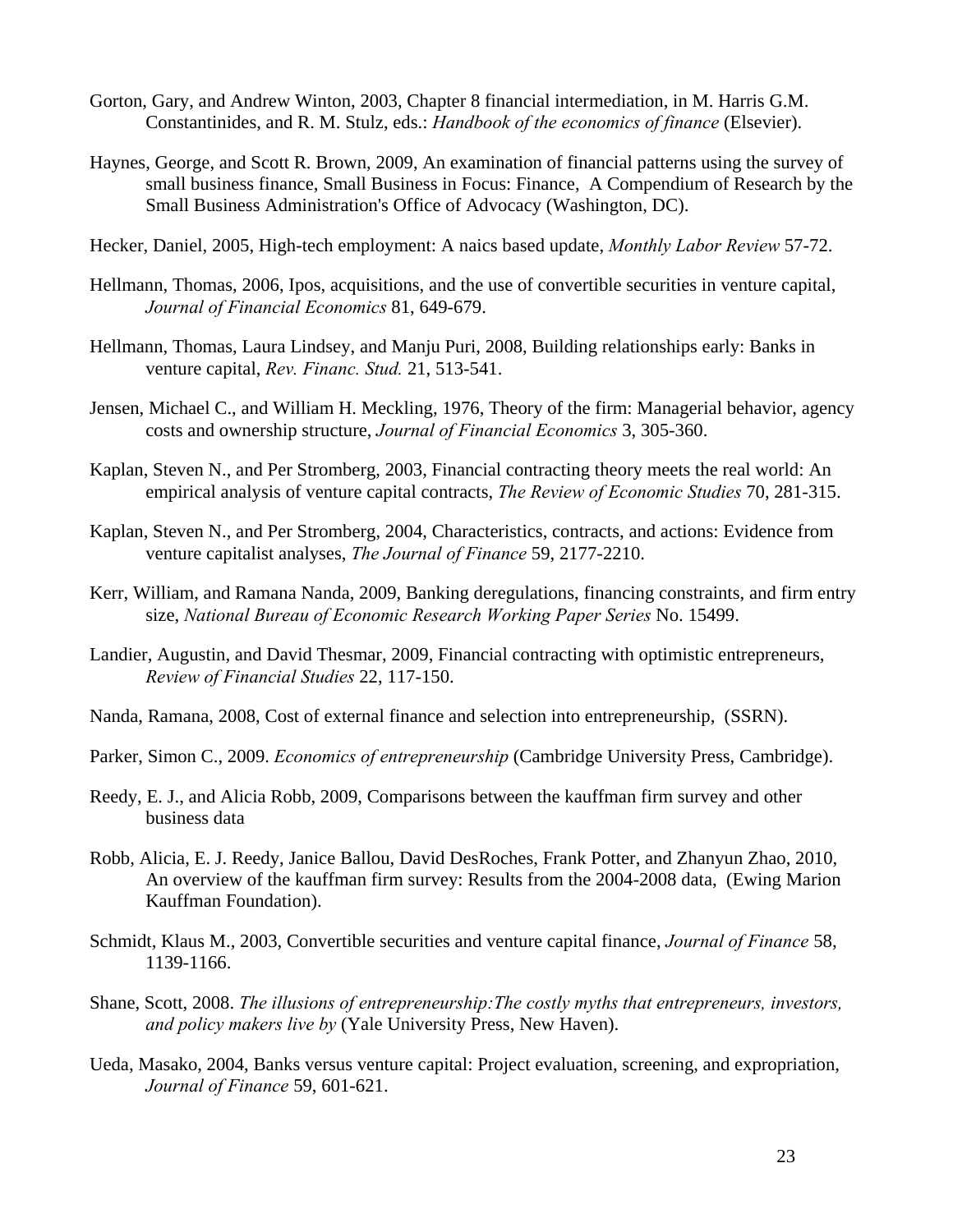Gorton, Gary, and Andrew Winton, 2003, Chapter 8 financial intermediation, in M. Harris G.M. Constantinides, and R. M. Stulz, eds.: *Handbook of the economics of finance* (Elsevier).

Haynes, George, and Scott R. Brown, 2009, An examination of financial patterns using the survey of small business finance, Small Business in Focus: Finance, A Compendium of Research by the Small Business Administration's Office of Advocacy (Washington, DC).

Hecker, Daniel, 2005, High-tech employment: A naics based update, *Monthly Labor Review* 57-72.

Hellmann, Thomas, 2006, Ipos, acquisitions, and the use of convertible securities in venture capital, *Journal of Financial Economics* 81, 649-679.

Hellmann, Thomas, Laura Lindsey, and Manju Puri, 2008, Building relationships early: Banks in venture capital, *Rev. Financ. Stud.* 21, 513-541.

Jensen, Michael C., and William H. Meckling, 1976, Theory of the firm: Managerial behavior, agency costs and ownership structure, *Journal of Financial Economics* 3, 305-360.

Kaplan, Steven N., and Per Stromberg, 2003, Financial contracting theory meets the real world: An empirical analysis of venture capital contracts, *The Review of Economic Studies* 70, 281-315.

Kaplan, Steven N., and Per Stromberg, 2004, Characteristics, contracts, and actions: Evidence from venture capitalist analyses, *The Journal of Finance* 59, 2177-2210.

Kerr, William, and Ramana Nanda, 2009, Banking deregulations, financing constraints, and firm entry size, *National Bureau of Economic Research Working Paper Series* No. 15499.

Landier, Augustin, and David Thesmar, 2009, Financial contracting with optimistic entrepreneurs, *Review of Financial Studies* 22, 117-150.

Nanda, Ramana, 2008, Cost of external finance and selection into entrepreneurship, (SSRN).

Parker, Simon C., 2009. *Economics of entrepreneurship* (Cambridge University Press, Cambridge).

Reedy, E. J., and Alicia Robb, 2009, Comparisons between the kauffman firm survey and other business data

Robb, Alicia, E. J. Reedy, Janice Ballou, David DesRoches, Frank Potter, and Zhanyun Zhao, 2010, An overview of the kauffman firm survey: Results from the 2004-2008 data, (Ewing Marion Kauffman Foundation).

Schmidt, Klaus M., 2003, Convertible securities and venture capital finance, *Journal of Finance* 58, 1139-1166.

Shane, Scott, 2008. *The illusions of entrepreneurship:The costly myths that entrepreneurs, investors, and policy makers live by* (Yale University Press, New Haven).

Ueda, Masako, 2004, Banks versus venture capital: Project evaluation, screening, and expropriation, *Journal of Finance* 59, 601-621.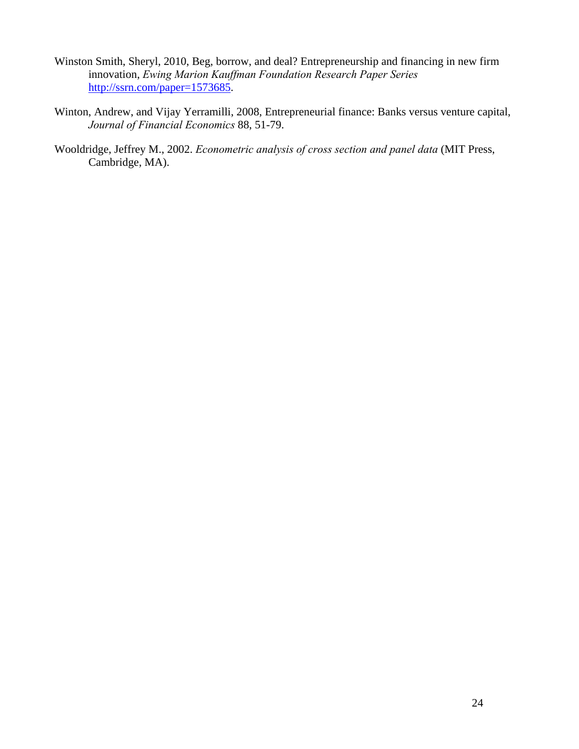Winston Smith, Sheryl, 2010, Beg, borrow, and deal? Entrepreneurship and financing in new firm innovation, *Ewing Marion Kauffman Foundation Research Paper Series* http://ssrn.com/paper=1573685.

Winton, Andrew, and Vijay Yerramilli, 2008, Entrepreneurial finance: Banks versus venture capital, *Journal of Financial Economics* 88, 51-79.

Wooldridge, Jeffrey M., 2002. *Econometric analysis of cross section and panel data* (MIT Press, Cambridge, MA).